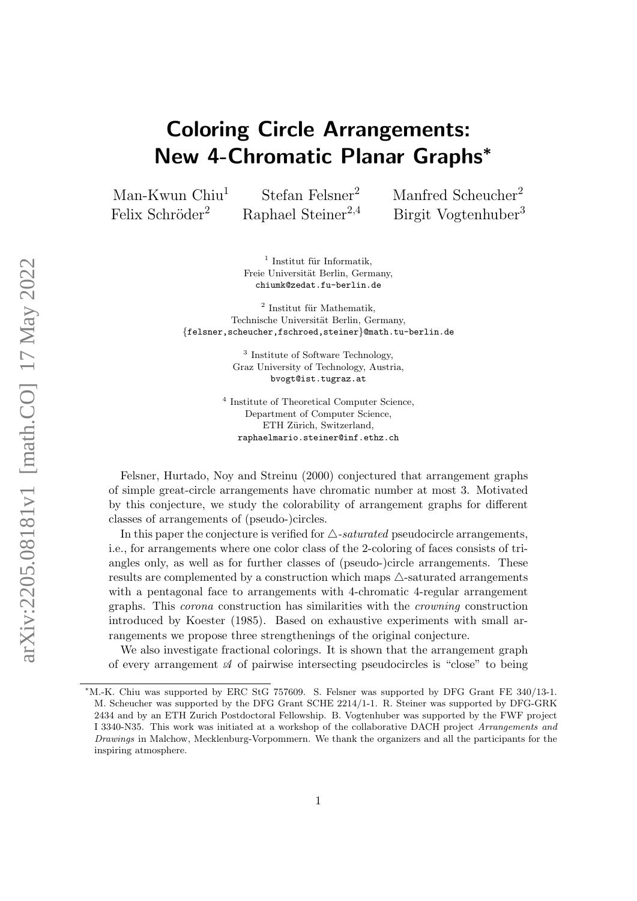# Coloring Circle Arrangements: New 4-Chromatic Planar Graphs*

Man-Kwun Chiu[1] Stefan Felsner[2] Manfred Scheucher[2]
Felix Schröder[2] Raphael Steiner[2,4] Birgit Vogtenhuber[3]

[1] Institut für Informatik,
Freie Universität Berlin, Germany,
chiumk@zedat.fu-berlin.de

[2] Institut für Mathematik,
Technische Universität Berlin, Germany,
{felsner,scheucher,fschroed,steiner}@math.tu-berlin.de

[3] Institute of Software Technology,
Graz University of Technology, Austria,
bvogt@ist.tugraz.at

[4] Institute of Theoretical Computer Science,
Department of Computer Science,
ETH Zürich, Switzerland,
raphaelmario.steiner@inf.ethz.ch

Felsner, Hurtado, Noy and Streinu (2000) conjectured that arrangement graphs of simple great-circle arrangements have chromatic number at most 3. Motivated by this conjecture, we study the colorability of arrangement graphs for different classes of arrangements of (pseudo-)circles.

In this paper the conjecture is verified for $\triangle$-*saturated* pseudocircle arrangements, i.e., for arrangements where one color class of the 2-coloring of faces consists of triangles only, as well as for further classes of (pseudo-)circle arrangements. These results are complemented by a construction which maps $\triangle$-saturated arrangements with a pentagonal face to arrangements with 4-chromatic 4-regular arrangement graphs. This *corona* construction has similarities with the *crowning* construction introduced by Koester (1985). Based on exhaustive experiments with small arrangements we propose three strengthenings of the original conjecture.

We also investigate fractional colorings. It is shown that the arrangement graph of every arrangement $\mathscr{A}$ of pairwise intersecting pseudocircles is "close" to being

---

*M.-K. Chiu was supported by ERC StG 757609. S. Felsner was supported by DFG Grant FE 340/13-1. M. Scheucher was supported by the DFG Grant SCHE 2214/1-1. R. Steiner was supported by DFG-GRK 2434 and by an ETH Zurich Postdoctoral Fellowship. B. Vogtenhuber was supported by the FWF project I 3340-N35. This work was initiated at a workshop of the collaborative DACH project *Arrangements and Drawings* in Malchow, Mecklenburg-Vorpommern. We thank the organizers and all the participants for the inspiring atmosphere.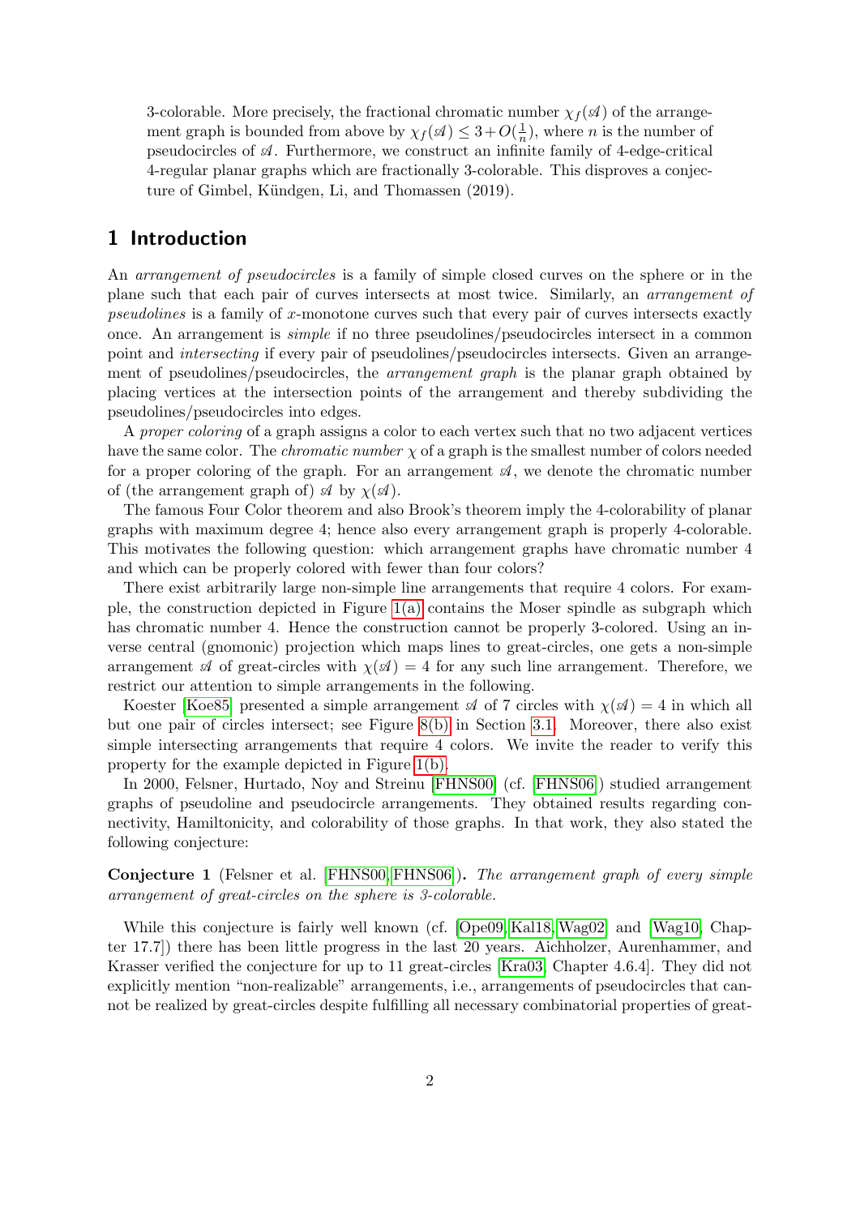3-colorable. More precisely, the fractional chromatic number $\chi_f(\mathscr{A})$ of the arrangement graph is bounded from above by $\chi_f(\mathscr{A}) \leq 3+O(\frac{1}{n})$, where $n$ is the number of pseudocircles of $\mathscr{A}$. Furthermore, we construct an infinite family of 4-edge-critical 4-regular planar graphs which are fractionally 3-colorable. This disproves a conjecture of Gimbel, Kündgen, Li, and Thomassen (2019).

## 1 Introduction

An *arrangement of pseudocircles* is a family of simple closed curves on the sphere or in the plane such that each pair of curves intersects at most twice. Similarly, an *arrangement of pseudolines* is a family of $x$-monotone curves such that every pair of curves intersects exactly once. An arrangement is *simple* if no three pseudolines/pseudocircles intersect in a common point and *intersecting* if every pair of pseudolines/pseudocircles intersects. Given an arrangement of pseudolines/pseudocircles, the *arrangement graph* is the planar graph obtained by placing vertices at the intersection points of the arrangement and thereby subdividing the pseudolines/pseudocircles into edges.

A *proper coloring* of a graph assigns a color to each vertex such that no two adjacent vertices have the same color. The *chromatic number* $\chi$ of a graph is the smallest number of colors needed for a proper coloring of the graph. For an arrangement $\mathscr{A}$, we denote the chromatic number of (the arrangement graph of) $\mathscr{A}$ by $\chi(\mathscr{A})$.

The famous Four Color theorem and also Brook's theorem imply the 4-colorability of planar graphs with maximum degree 4; hence also every arrangement graph is properly 4-colorable. This motivates the following question: which arrangement graphs have chromatic number 4 and which can be properly colored with fewer than four colors?

There exist arbitrarily large non-simple line arrangements that require 4 colors. For example, the construction depicted in Figure 1(a) contains the Moser spindle as subgraph which has chromatic number 4. Hence the construction cannot be properly 3-colored. Using an inverse central (gnomonic) projection which maps lines to great-circles, one gets a non-simple arrangement $\mathscr{A}$ of great-circles with $\chi(\mathscr{A}) = 4$ for any such line arrangement. Therefore, we restrict our attention to simple arrangements in the following.

Koester [Koe85] presented a simple arrangement $\mathscr{A}$ of 7 circles with $\chi(\mathscr{A}) = 4$ in which all but one pair of circles intersect; see Figure 8(b) in Section 3.1. Moreover, there also exist simple intersecting arrangements that require 4 colors. We invite the reader to verify this property for the example depicted in Figure 1(b).

In 2000, Felsner, Hurtado, Noy and Streinu [FHNS00] (cf. [FHNS06]) studied arrangement graphs of pseudoline and pseudocircle arrangements. They obtained results regarding connectivity, Hamiltonicity, and colorability of those graphs. In that work, they also stated the following conjecture:

**Conjecture 1** (Felsner et al. [FHNS00, FHNS06])**.** *The arrangement graph of every simple arrangement of great-circles on the sphere is 3-colorable.*

While this conjecture is fairly well known (cf. [Ope09, Kal18, Wag02] and [Wag10, Chapter 17.7]) there has been little progress in the last 20 years. Aichholzer, Aurenhammer, and Krasser verified the conjecture for up to 11 great-circles [Kra03, Chapter 4.6.4]. They did not explicitly mention "non-realizable" arrangements, i.e., arrangements of pseudocircles that cannot be realized by great-circles despite fulfilling all necessary combinatorial properties of great-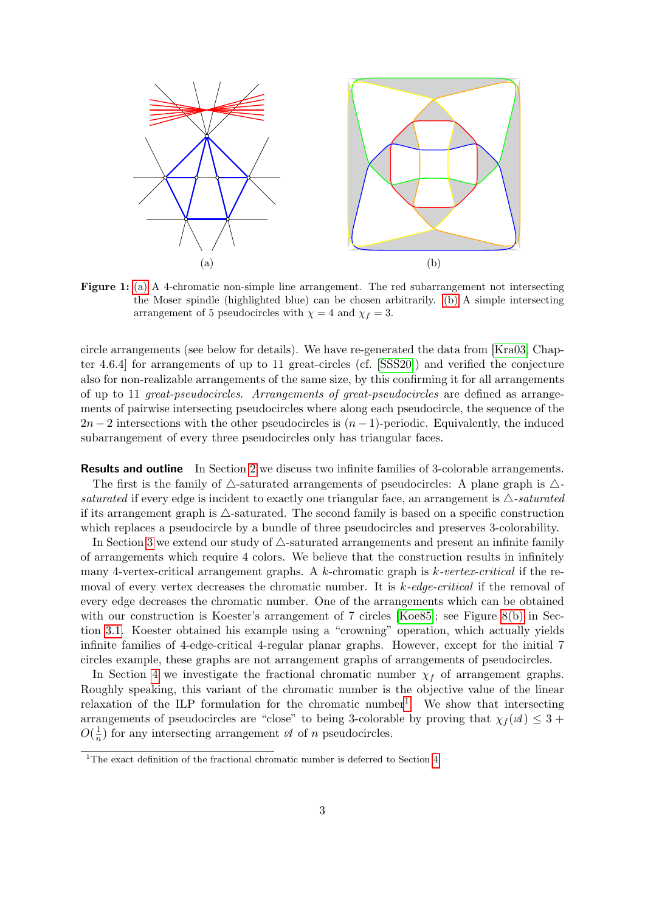(a)

(b)

**Figure 1:** (a) A 4-chromatic non-simple line arrangement. The red subarrangement not intersecting the Moser spindle (highlighted blue) can be chosen arbitrarily. (b) A simple intersecting arrangement of 5 pseudocircles with $\chi = 4$ and $\chi_f = 3$.

circle arrangements (see below for details). We have re-generated the data from [Kra03, Chapter 4.6.4] for arrangements of up to 11 great-circles (cf. [SSS20]) and verified the conjecture also for non-realizable arrangements of the same size, by this confirming it for all arrangements of up to 11 *great-pseudocircles*. *Arrangements of great-pseudocircles* are defined as arrangements of pairwise intersecting pseudocircles where along each pseudocircle, the sequence of the $2n-2$ intersections with the other pseudocircles is $(n-1)$-periodic. Equivalently, the induced subarrangement of every three pseudocircles only has triangular faces.

**Results and outline** In Section 2 we discuss two infinite families of 3-colorable arrangements.

The first is the family of $\triangle$-saturated arrangements of pseudocircles: A plane graph is *$\triangle$-saturated* if every edge is incident to exactly one triangular face, an arrangement is *$\triangle$-saturated* if its arrangement graph is $\triangle$-saturated. The second family is based on a specific construction which replaces a pseudocircle by a bundle of three pseudocircles and preserves 3-colorability.

In Section 3 we extend our study of $\triangle$-saturated arrangements and present an infinite family of arrangements which require 4 colors. We believe that the construction results in infinitely many 4-vertex-critical arrangement graphs. A $k$-chromatic graph is *$k$-vertex-critical* if the removal of every vertex decreases the chromatic number. It is *$k$-edge-critical* if the removal of every edge decreases the chromatic number. One of the arrangements which can be obtained with our construction is Koester's arrangement of 7 circles [Koe85]; see Figure 8(b) in Section 3.1. Koester obtained his example using a "crowning" operation, which actually yields infinite families of 4-edge-critical 4-regular planar graphs. However, except for the initial 7 circles example, these graphs are not arrangement graphs of arrangements of pseudocircles.

In Section 4 we investigate the fractional chromatic number $\chi_f$ of arrangement graphs. Roughly speaking, this variant of the chromatic number is the objective value of the linear relaxation of the ILP formulation for the chromatic number[1]. We show that intersecting arrangements of pseudocircles are "close" to being 3-colorable by proving that $\chi_f(\mathcal{A}) \leq 3 + O(\frac{1}{n})$ for any intersecting arrangement $\mathcal{A}$ of $n$ pseudocircles.

[1]The exact definition of the fractional chromatic number is deferred to Section 4.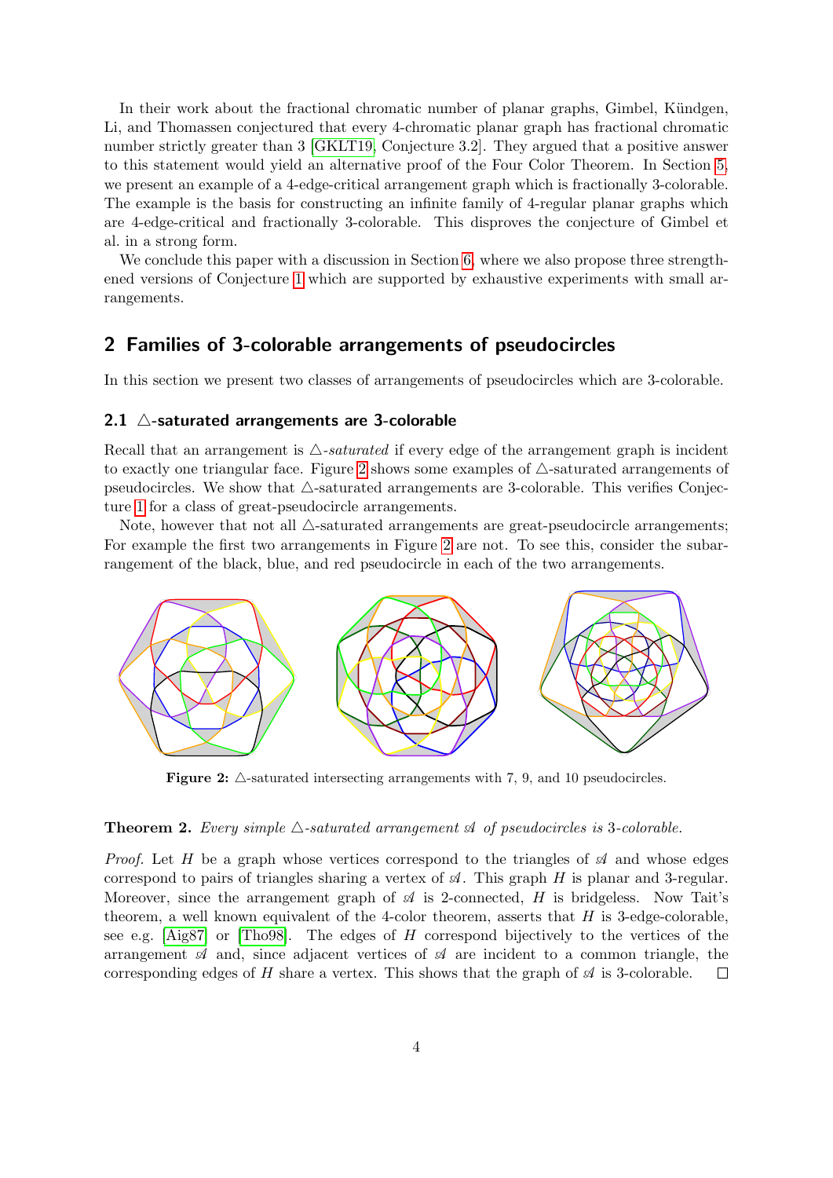In their work about the fractional chromatic number of planar graphs, Gimbel, Kündgen, Li, and Thomassen conjectured that every 4-chromatic planar graph has fractional chromatic number strictly greater than 3 [GKLT19, Conjecture 3.2]. They argued that a positive answer to this statement would yield an alternative proof of the Four Color Theorem. In Section 5, we present an example of a 4-edge-critical arrangement graph which is fractionally 3-colorable. The example is the basis for constructing an infinite family of 4-regular planar graphs which are 4-edge-critical and fractionally 3-colorable. This disproves the conjecture of Gimbel et al. in a strong form.

We conclude this paper with a discussion in Section 6, where we also propose three strengthened versions of Conjecture 1 which are supported by exhaustive experiments with small arrangements.

## 2 Families of 3-colorable arrangements of pseudocircles

In this section we present two classes of arrangements of pseudocircles which are 3-colorable.

### 2.1 △-saturated arrangements are 3-colorable

Recall that an arrangement is *△-saturated* if every edge of the arrangement graph is incident to exactly one triangular face. Figure 2 shows some examples of △-saturated arrangements of pseudocircles. We show that △-saturated arrangements are 3-colorable. This verifies Conjecture 1 for a class of great-pseudocircle arrangements.

Note, however that not all △-saturated arrangements are great-pseudocircle arrangements; For example the first two arrangements in Figure 2 are not. To see this, consider the subarrangement of the black, blue, and red pseudocircle in each of the two arrangements.

**Figure 2:** △-saturated intersecting arrangements with 7, 9, and 10 pseudocircles.

**Theorem 2.** *Every simple △-saturated arrangement $\mathscr{A}$ of pseudocircles is 3-colorable.*

*Proof.* Let $H$ be a graph whose vertices correspond to the triangles of $\mathscr{A}$ and whose edges correspond to pairs of triangles sharing a vertex of $\mathscr{A}$. This graph $H$ is planar and 3-regular. Moreover, since the arrangement graph of $\mathscr{A}$ is 2-connected, $H$ is bridgeless. Now Tait's theorem, a well known equivalent of the 4-color theorem, asserts that $H$ is 3-edge-colorable, see e.g. [Aig87] or [Tho98]. The edges of $H$ correspond bijectively to the vertices of the arrangement $\mathscr{A}$ and, since adjacent vertices of $\mathscr{A}$ are incident to a common triangle, the corresponding edges of $H$ share a vertex. This shows that the graph of $\mathscr{A}$ is 3-colorable. □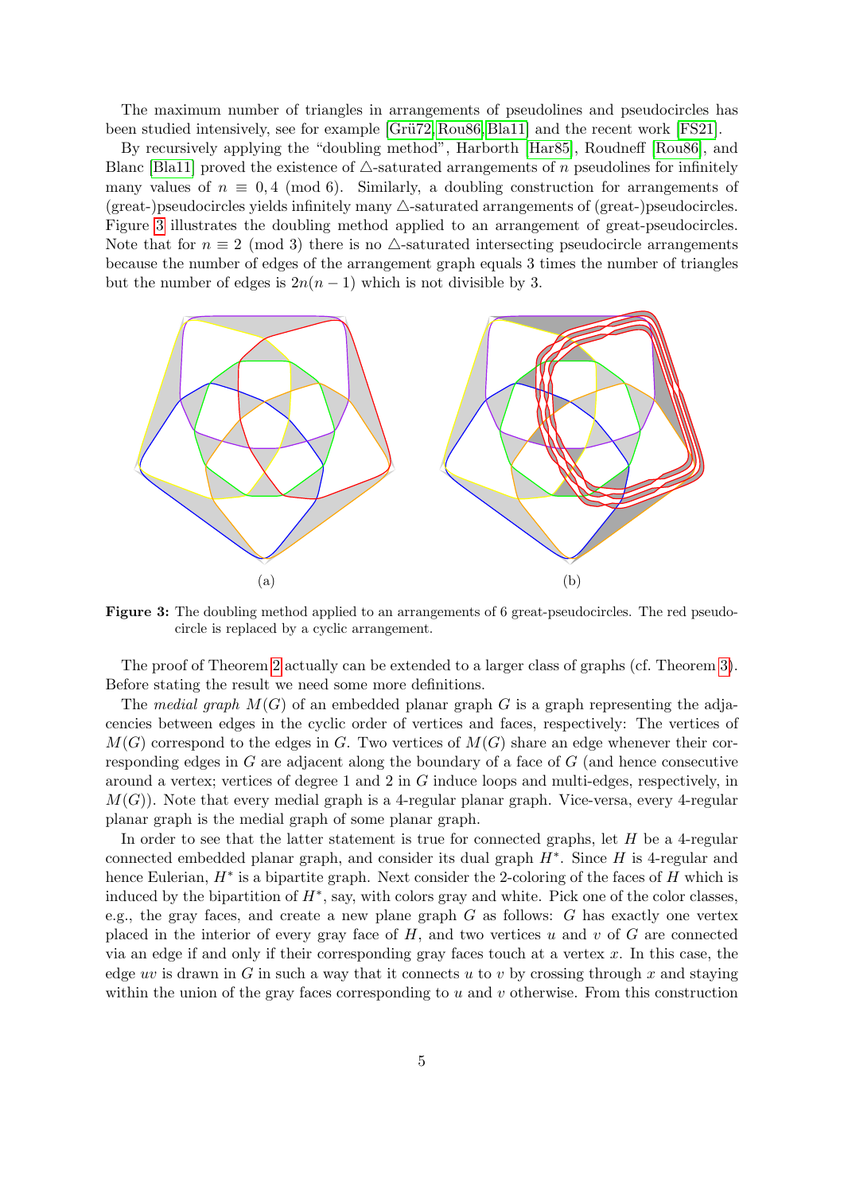The maximum number of triangles in arrangements of pseudolines and pseudocircles has been studied intensively, see for example [Grü72, Rou86, Bla11] and the recent work [FS21].

By recursively applying the "doubling method", Harborth [Har85], Roudneff [Rou86], and Blanc [Bla11] proved the existence of $\triangle$-saturated arrangements of $n$ pseudolines for infinitely many values of $n \equiv 0, 4 \pmod 6$. Similarly, a doubling construction for arrangements of (great-)pseudocircles yields infinitely many $\triangle$-saturated arrangements of (great-)pseudocircles. Figure 3 illustrates the doubling method applied to an arrangement of great-pseudocircles. Note that for $n \equiv 2 \pmod 3$ there is no $\triangle$-saturated intersecting pseudocircle arrangements because the number of edges of the arrangement graph equals 3 times the number of triangles but the number of edges is $2n(n-1)$ which is not divisible by 3.

(a) (b)

**Figure 3:** The doubling method applied to an arrangements of 6 great-pseudocircles. The red pseudocircle is replaced by a cyclic arrangement.

The proof of Theorem 2 actually can be extended to a larger class of graphs (cf. Theorem 3). Before stating the result we need some more definitions.

The *medial graph* $M(G)$ of an embedded planar graph $G$ is a graph representing the adjacencies between edges in the cyclic order of vertices and faces, respectively: The vertices of $M(G)$ correspond to the edges in $G$. Two vertices of $M(G)$ share an edge whenever their corresponding edges in $G$ are adjacent along the boundary of a face of $G$ (and hence consecutive around a vertex; vertices of degree 1 and 2 in $G$ induce loops and multi-edges, respectively, in $M(G)$). Note that every medial graph is a 4-regular planar graph. Vice-versa, every 4-regular planar graph is the medial graph of some planar graph.

In order to see that the latter statement is true for connected graphs, let $H$ be a 4-regular connected embedded planar graph, and consider its dual graph $H^*$. Since $H$ is 4-regular and hence Eulerian, $H^*$ is a bipartite graph. Next consider the 2-coloring of the faces of $H$ which is induced by the bipartition of $H^*$, say, with colors gray and white. Pick one of the color classes, e.g., the gray faces, and create a new plane graph $G$ as follows: $G$ has exactly one vertex placed in the interior of every gray face of $H$, and two vertices $u$ and $v$ of $G$ are connected via an edge if and only if their corresponding gray faces touch at a vertex $x$. In this case, the edge $uv$ is drawn in $G$ in such a way that it connects $u$ to $v$ by crossing through $x$ and staying within the union of the gray faces corresponding to $u$ and $v$ otherwise. From this construction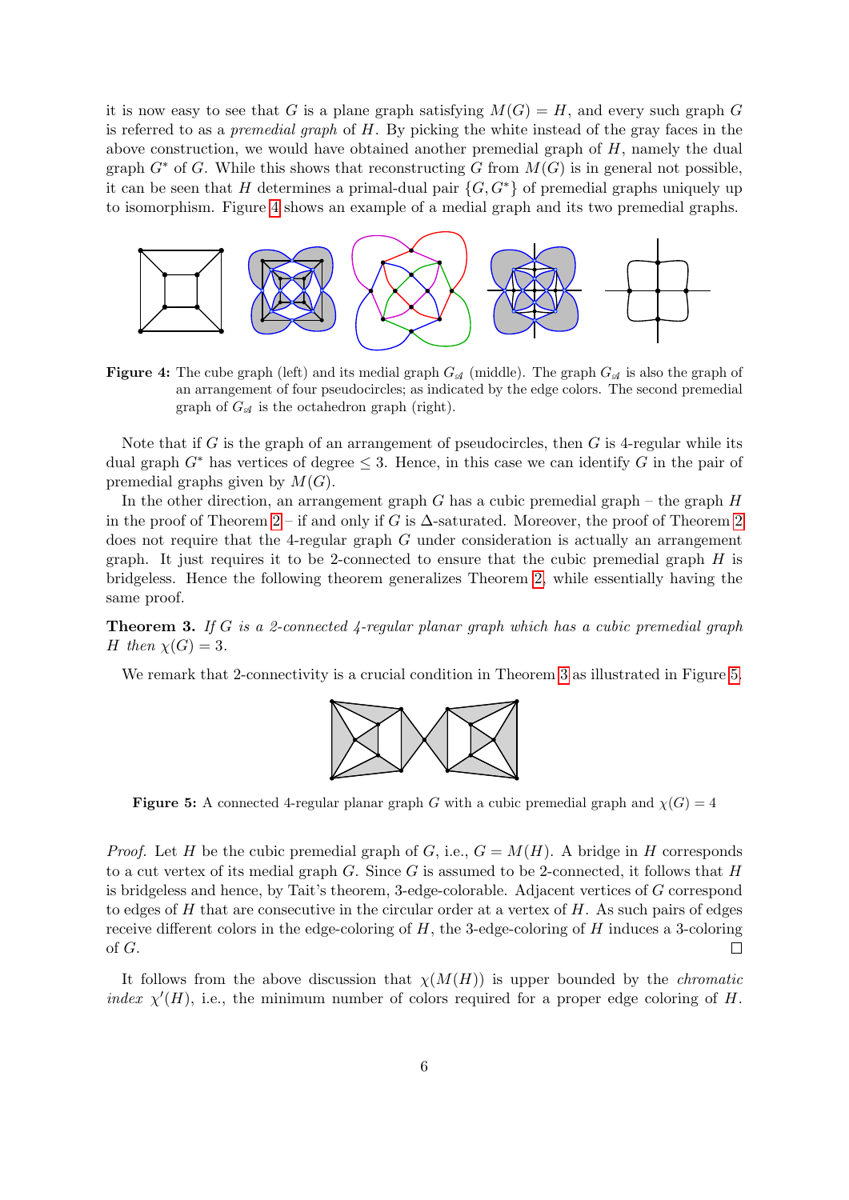it is now easy to see that $G$ is a plane graph satisfying $M(G) = H$, and every such graph $G$ is referred to as a *premedial graph* of $H$. By picking the white instead of the gray faces in the above construction, we would have obtained another premedial graph of $H$, namely the dual graph $G^*$ of $G$. While this shows that reconstructing $G$ from $M(G)$ is in general not possible, it can be seen that $H$ determines a primal-dual pair $\{G, G^*\}$ of premedial graphs uniquely up to isomorphism. Figure 4 shows an example of a medial graph and its two premedial graphs.

**Figure 4:** The cube graph (left) and its medial graph $G_{\mathcal{A}}$ (middle). The graph $G_{\mathcal{A}}$ is also the graph of an arrangement of four pseudocircles; as indicated by the edge colors. The second premedial graph of $G_{\mathcal{A}}$ is the octahedron graph (right).

Note that if $G$ is the graph of an arrangement of pseudocircles, then $G$ is 4-regular while its dual graph $G^*$ has vertices of degree $\leq 3$. Hence, in this case we can identify $G$ in the pair of premedial graphs given by $M(G)$.

In the other direction, an arrangement graph $G$ has a cubic premedial graph – the graph $H$ in the proof of Theorem 2 – if and only if $G$ is $\Delta$-saturated. Moreover, the proof of Theorem 2 does not require that the 4-regular graph $G$ under consideration is actually an arrangement graph. It just requires it to be 2-connected to ensure that the cubic premedial graph $H$ is bridgeless. Hence the following theorem generalizes Theorem 2, while essentially having the same proof.

**Theorem 3.** *If $G$ is a 2-connected 4-regular planar graph which has a cubic premedial graph $H$ then $\chi(G) = 3$.*

We remark that 2-connectivity is a crucial condition in Theorem 3 as illustrated in Figure 5.

**Figure 5:** A connected 4-regular planar graph $G$ with a cubic premedial graph and $\chi(G) = 4$

*Proof.* Let $H$ be the cubic premedial graph of $G$, i.e., $G = M(H)$. A bridge in $H$ corresponds to a cut vertex of its medial graph $G$. Since $G$ is assumed to be 2-connected, it follows that $H$ is bridgeless and hence, by Tait's theorem, 3-edge-colorable. Adjacent vertices of $G$ correspond to edges of $H$ that are consecutive in the circular order at a vertex of $H$. As such pairs of edges receive different colors in the edge-coloring of $H$, the 3-edge-coloring of $H$ induces a 3-coloring of $G$. □

It follows from the above discussion that $\chi(M(H))$ is upper bounded by the *chromatic index* $\chi'(H)$, i.e., the minimum number of colors required for a proper edge coloring of $H$.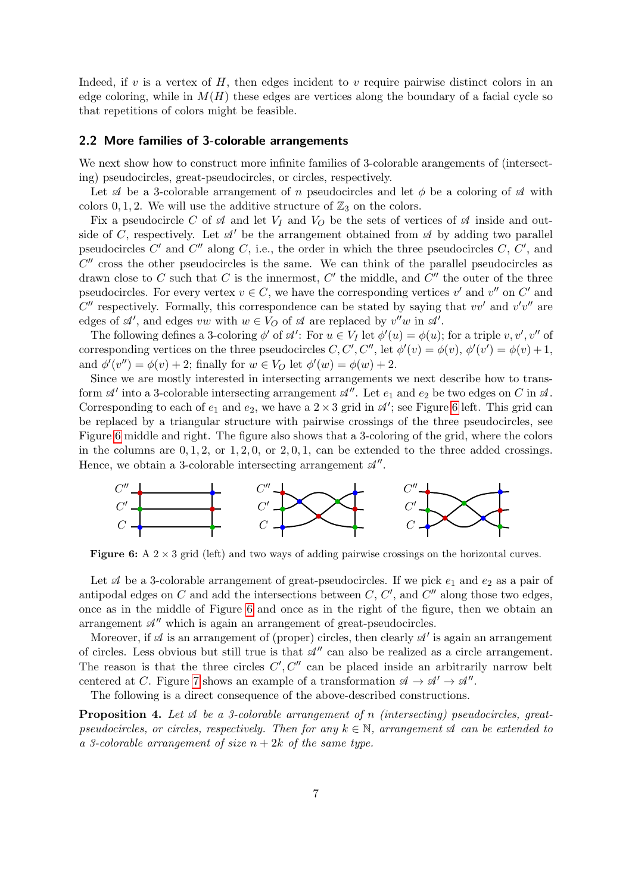Indeed, if $v$ is a vertex of $H$, then edges incident to $v$ require pairwise distinct colors in an edge coloring, while in $M(H)$ these edges are vertices along the boundary of a facial cycle so that repetitions of colors might be feasible.

### 2.2 More families of 3-colorable arrangements

We next show how to construct more infinite families of 3-colorable arangements of (intersecting) pseudocircles, great-pseudocircles, or circles, respectively.

Let $\mathscr{A}$ be a 3-colorable arrangement of $n$ pseudocircles and let $\phi$ be a coloring of $\mathscr{A}$ with colors $0, 1, 2$. We will use the additive structure of $\mathbb{Z}_3$ on the colors.

Fix a pseudocircle $C$ of $\mathscr{A}$ and let $V_I$ and $V_O$ be the sets of vertices of $\mathscr{A}$ inside and outside of $C$, respectively. Let $\mathscr{A}'$ be the arrangement obtained from $\mathscr{A}$ by adding two parallel pseudocircles $C'$ and $C''$ along $C$, i.e., the order in which the three pseudocircles $C$, $C'$, and $C''$ cross the other pseudocircles is the same. We can think of the parallel pseudocircles as drawn close to $C$ such that $C$ is the innermost, $C'$ the middle, and $C''$ the outer of the three pseudocircles. For every vertex $v \in C$, we have the corresponding vertices $v'$ and $v''$ on $C'$ and $C''$ respectively. Formally, this correspondence can be stated by saying that $vv'$ and $v'v''$ are edges of $\mathscr{A}'$, and edges $vw$ with $w \in V_O$ of $\mathscr{A}$ are replaced by $v''w$ in $\mathscr{A}'$.

The following defines a 3-coloring $\phi'$ of $\mathscr{A}'$: For $u \in V_I$ let $\phi'(u) = \phi(u)$; for a triple $v, v', v''$ of corresponding vertices on the three pseudocircles $C, C', C''$, let $\phi'(v) = \phi(v)$, $\phi'(v') = \phi(v) + 1$, and $\phi'(v'') = \phi(v) + 2$; finally for $w \in V_O$ let $\phi'(w) = \phi(w) + 2$.

Since we are mostly interested in intersecting arrangements we next describe how to transform $\mathscr{A}'$ into a 3-colorable intersecting arrangement $\mathscr{A}''$. Let $e_1$ and $e_2$ be two edges on $C$ in $\mathscr{A}$. Corresponding to each of $e_1$ and $e_2$, we have a $2 \times 3$ grid in $\mathscr{A}'$; see Figure 6 left. This grid can be replaced by a triangular structure with pairwise crossings of the three pseudocircles, see Figure 6 middle and right. The figure also shows that a 3-coloring of the grid, where the colors in the columns are $0, 1, 2$, or $1, 2, 0$, or $2, 0, 1$, can be extended to the three added crossings. Hence, we obtain a 3-colorable intersecting arrangement $\mathscr{A}''$.

**Figure 6:** A $2 \times 3$ grid (left) and two ways of adding pairwise crossings on the horizontal curves.

Let $\mathscr{A}$ be a 3-colorable arrangement of great-pseudocircles. If we pick $e_1$ and $e_2$ as a pair of antipodal edges on $C$ and add the intersections between $C$, $C'$, and $C''$ along those two edges, once as in the middle of Figure 6 and once as in the right of the figure, then we obtain an arrangement $\mathscr{A}''$ which is again an arrangement of great-pseudocircles.

Moreover, if $\mathscr{A}$ is an arrangement of (proper) circles, then clearly $\mathscr{A}'$ is again an arrangement of circles. Less obvious but still true is that $\mathscr{A}''$ can also be realized as a circle arrangement. The reason is that the three circles $C', C''$ can be placed inside an arbitrarily narrow belt centered at $C$. Figure 7 shows an example of a transformation $\mathscr{A} \to \mathscr{A}' \to \mathscr{A}''$.

The following is a direct consequence of the above-described constructions.

**Proposition 4.** *Let $\mathscr{A}$ be a 3-colorable arrangement of $n$ (intersecting) pseudocircles, great-pseudocircles, or circles, respectively. Then for any $k \in \mathbb{N}$, arrangement $\mathscr{A}$ can be extended to a 3-colorable arrangement of size $n + 2k$ of the same type.*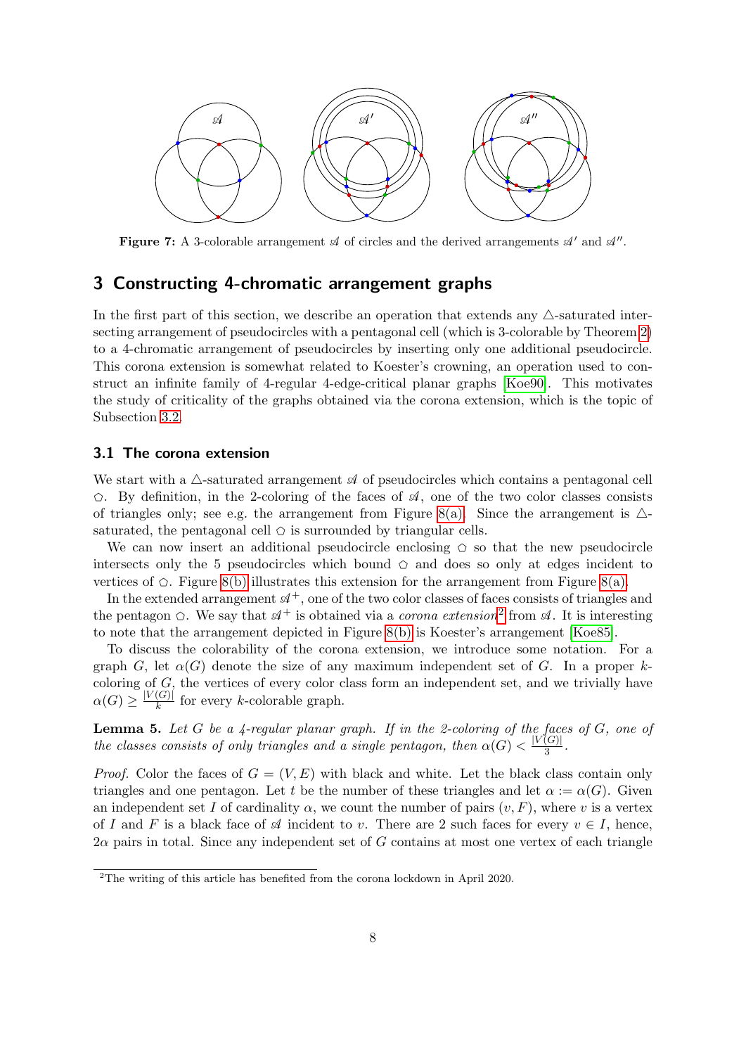**Figure 7:** A 3-colorable arrangement $\mathscr{A}$ of circles and the derived arrangements $\mathscr{A}'$ and $\mathscr{A}''$.

## 3 Constructing 4-chromatic arrangement graphs

In the first part of this section, we describe an operation that extends any $\triangle$-saturated intersecting arrangement of pseudocircles with a pentagonal cell (which is 3-colorable by Theorem 2) to a 4-chromatic arrangement of pseudocircles by inserting only one additional pseudocircle. This corona extension is somewhat related to Koester's crowning, an operation used to construct an infinite family of 4-regular 4-edge-critical planar graphs [Koe90]. This motivates the study of criticality of the graphs obtained via the corona extension, which is the topic of Subsection 3.2.

### 3.1 The corona extension

We start with a $\triangle$-saturated arrangement $\mathscr{A}$ of pseudocircles which contains a pentagonal cell $\pentagon$. By definition, in the 2-coloring of the faces of $\mathscr{A}$, one of the two color classes consists of triangles only; see e.g. the arrangement from Figure 8(a). Since the arrangement is $\triangle$-saturated, the pentagonal cell $\pentagon$ is surrounded by triangular cells.

We can now insert an additional pseudocircle enclosing $\pentagon$ so that the new pseudocircle intersects only the 5 pseudocircles which bound $\pentagon$ and does so only at edges incident to vertices of $\pentagon$. Figure 8(b) illustrates this extension for the arrangement from Figure 8(a).

In the extended arrangement $\mathscr{A}^+$, one of the two color classes of faces consists of triangles and the pentagon $\pentagon$. We say that $\mathscr{A}^+$ is obtained via a *corona extension*[2] from $\mathscr{A}$. It is interesting to note that the arrangement depicted in Figure 8(b) is Koester's arrangement [Koe85].

To discuss the colorability of the corona extension, we introduce some notation. For a graph $G$, let $\alpha(G)$ denote the size of any maximum independent set of $G$. In a proper $k$-coloring of $G$, the vertices of every color class form an independent set, and we trivially have $\alpha(G) \geq \frac{|V(G)|}{k}$ for every $k$-colorable graph.

**Lemma 5.** *Let $G$ be a 4-regular planar graph. If in the 2-coloring of the faces of $G$, one of the classes consists of only triangles and a single pentagon, then $\alpha(G) < \frac{|V(G)|}{3}$.*

*Proof.* Color the faces of $G = (V, E)$ with black and white. Let the black class contain only triangles and one pentagon. Let $t$ be the number of these triangles and let $\alpha := \alpha(G)$. Given an independent set $I$ of cardinality $\alpha$, we count the number of pairs $(v, F)$, where $v$ is a vertex of $I$ and $F$ is a black face of $\mathscr{A}$ incident to $v$. There are 2 such faces for every $v \in I$, hence, $2\alpha$ pairs in total. Since any independent set of $G$ contains at most one vertex of each triangle

[2] The writing of this article has benefited from the corona lockdown in April 2020.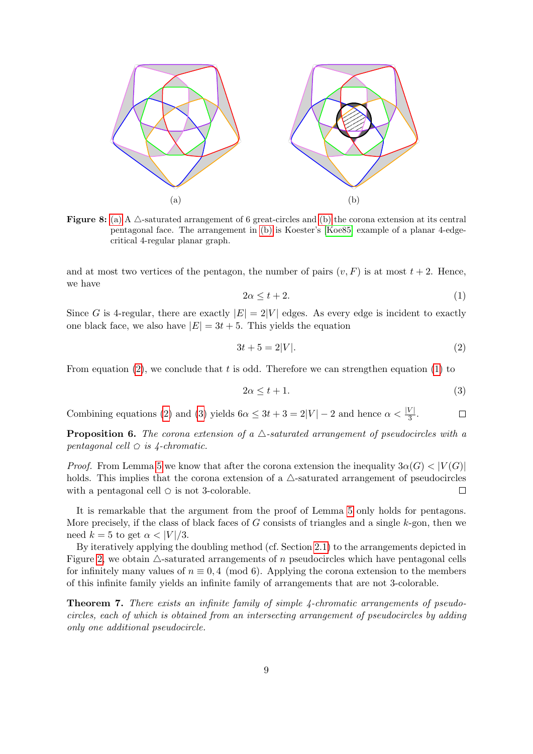(a) (b)

**Figure 8:** (a) A △-saturated arrangement of 6 great-circles and (b) the corona extension at its central pentagonal face. The arrangement in (b) is Koester's [Koe85] example of a planar 4-edge-critical 4-regular planar graph.

and at most two vertices of the pentagon, the number of pairs $(v, F)$ is at most $t + 2$. Hence, we have

$$2\alpha \le t + 2. \tag{1}$$

Since $G$ is 4-regular, there are exactly $|E| = 2|V|$ edges. As every edge is incident to exactly one black face, we also have $|E| = 3t + 5$. This yields the equation

$$3t + 5 = 2|V|. \tag{2}$$

From equation (2), we conclude that $t$ is odd. Therefore we can strengthen equation (1) to

$$2\alpha \le t + 1. \tag{3}$$

Combining equations (2) and (3) yields $6\alpha \le 3t + 3 = 2|V| - 2$ and hence $\alpha < \frac{|V|}{3}$. □

**Proposition 6.** *The corona extension of a △-saturated arrangement of pseudocircles with a pentagonal cell ⬠ is 4-chromatic.*

*Proof.* From Lemma 5 we know that after the corona extension the inequality $3\alpha(G) < |V(G)|$ holds. This implies that the corona extension of a △-saturated arrangement of pseudocircles with a pentagonal cell ⬠ is not 3-colorable. □

It is remarkable that the argument from the proof of Lemma 5 only holds for pentagons. More precisely, if the class of black faces of $G$ consists of triangles and a single $k$-gon, then we need $k = 5$ to get $\alpha < |V|/3$.

By iteratively applying the doubling method (cf. Section 2.1) to the arrangements depicted in Figure 2, we obtain △-saturated arrangements of $n$ pseudocircles which have pentagonal cells for infinitely many values of $n \equiv 0, 4 \pmod 6$. Applying the corona extension to the members of this infinite family yields an infinite family of arrangements that are not 3-colorable.

**Theorem 7.** *There exists an infinite family of simple 4-chromatic arrangements of pseudocircles, each of which is obtained from an intersecting arrangement of pseudocircles by adding only one additional pseudocircle.*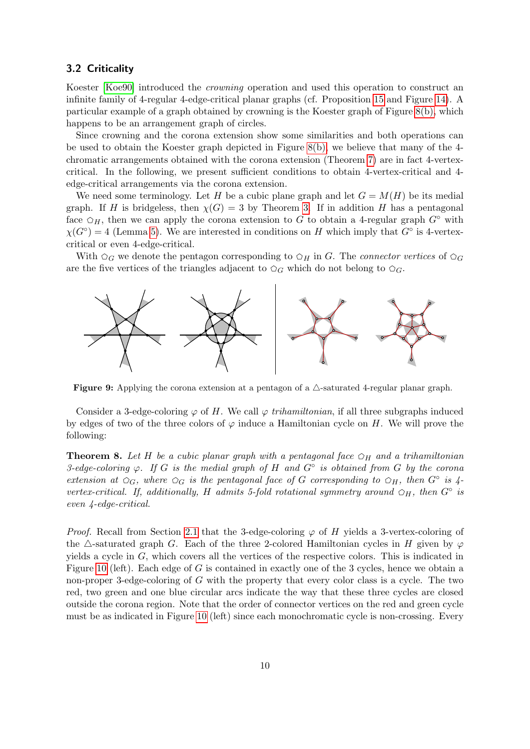### 3.2 Criticality

Koester [Koe90] introduced the *crowning* operation and used this operation to construct an infinite family of 4-regular 4-edge-critical planar graphs (cf. Proposition 15 and Figure 14). A particular example of a graph obtained by crowning is the Koester graph of Figure 8(b), which happens to be an arrangement graph of circles.

Since crowning and the corona extension show some similarities and both operations can be used to obtain the Koester graph depicted in Figure 8(b), we believe that many of the 4-chromatic arrangements obtained with the corona extension (Theorem 7) are in fact 4-vertex-critical. In the following, we present sufficient conditions to obtain 4-vertex-critical and 4-edge-critical arrangements via the corona extension.

We need some terminology. Let $H$ be a cubic plane graph and let $G = M(H)$ be its medial graph. If $H$ is bridgeless, then $\chi(G) = 3$ by Theorem 3. If in addition $H$ has a pentagonal face $\pentagon_H$, then we can apply the corona extension to $G$ to obtain a 4-regular graph $G^\circ$ with $\chi(G^\circ) = 4$ (Lemma 5). We are interested in conditions on $H$ which imply that $G^\circ$ is 4-vertex-critical or even 4-edge-critical.

With $\pentagon_G$ we denote the pentagon corresponding to $\pentagon_H$ in $G$. The *connector vertices* of $\pentagon_G$ are the five vertices of the triangles adjacent to $\pentagon_G$ which do not belong to $\pentagon_G$.

**Figure 9:** Applying the corona extension at a pentagon of a $\triangle$-saturated 4-regular planar graph.

Consider a 3-edge-coloring $\varphi$ of $H$. We call $\varphi$ *trihamiltonian*, if all three subgraphs induced by edges of two of the three colors of $\varphi$ induce a Hamiltonian cycle on $H$. We will prove the following:

**Theorem 8.** *Let $H$ be a cubic planar graph with a pentagonal face $\pentagon_H$ and a trihamiltonian 3-edge-coloring $\varphi$. If $G$ is the medial graph of $H$ and $G^\circ$ is obtained from $G$ by the corona extension at $\pentagon_G$, where $\pentagon_G$ is the pentagonal face of $G$ corresponding to $\pentagon_H$, then $G^\circ$ is 4-vertex-critical. If, additionally, $H$ admits 5-fold rotational symmetry around $\pentagon_H$, then $G^\circ$ is even 4-edge-critical.*

*Proof.* Recall from Section 2.1 that the 3-edge-coloring $\varphi$ of $H$ yields a 3-vertex-coloring of the $\triangle$-saturated graph $G$. Each of the three 2-colored Hamiltonian cycles in $H$ given by $\varphi$ yields a cycle in $G$, which covers all the vertices of the respective colors. This is indicated in Figure 10 (left). Each edge of $G$ is contained in exactly one of the 3 cycles, hence we obtain a non-proper 3-edge-coloring of $G$ with the property that every color class is a cycle. The two red, two green and one blue circular arcs indicate the way that these three cycles are closed outside the corona region. Note that the order of connector vertices on the red and green cycle must be as indicated in Figure 10 (left) since each monochromatic cycle is non-crossing. Every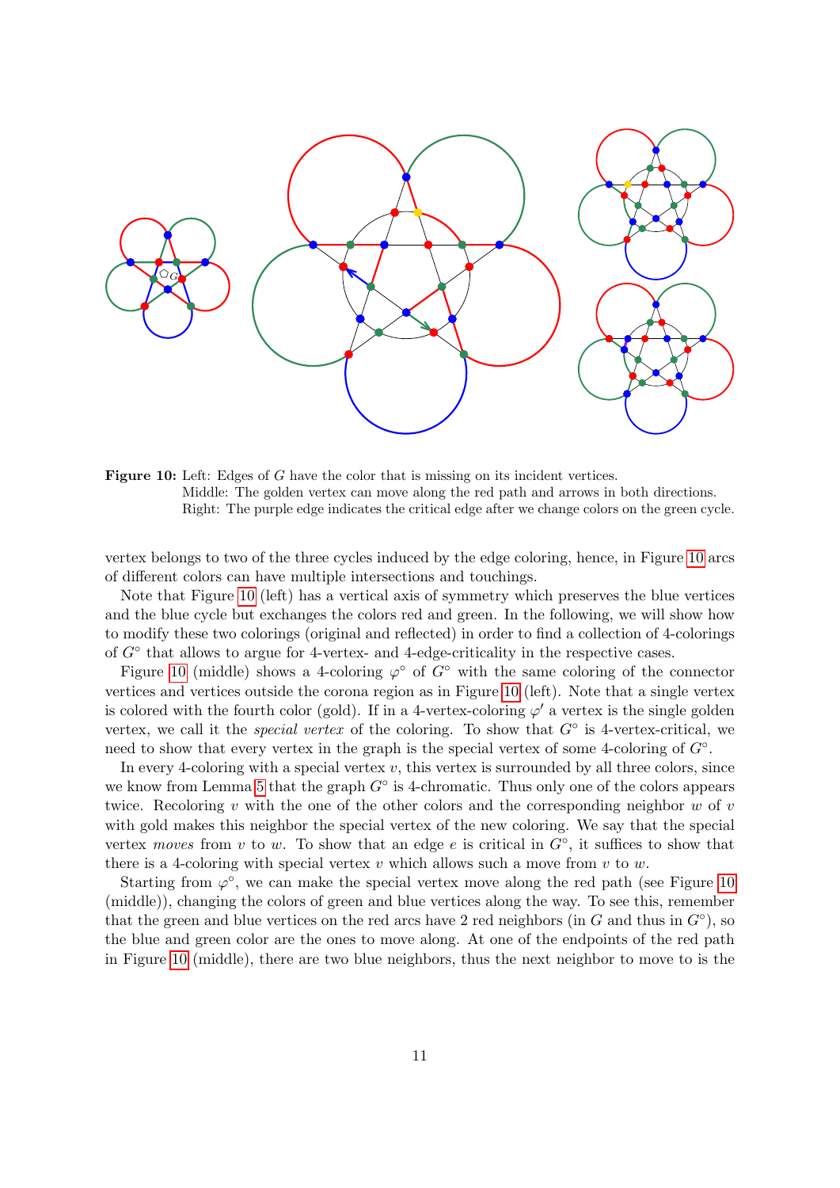**Figure 10:** Left: Edges of $G$ have the color that is missing on its incident vertices.
Middle: The golden vertex can move along the red path and arrows in both directions.
Right: The purple edge indicates the critical edge after we change colors on the green cycle.

vertex belongs to two of the three cycles induced by the edge coloring, hence, in Figure 10 arcs of different colors can have multiple intersections and touchings.

Note that Figure 10 (left) has a vertical axis of symmetry which preserves the blue vertices and the blue cycle but exchanges the colors red and green. In the following, we will show how to modify these two colorings (original and reflected) in order to find a collection of 4-colorings of $G^\circ$ that allows to argue for 4-vertex- and 4-edge-criticality in the respective cases.

Figure 10 (middle) shows a 4-coloring $\varphi^\circ$ of $G^\circ$ with the same coloring of the connector vertices and vertices outside the corona region as in Figure 10 (left). Note that a single vertex is colored with the fourth color (gold). If in a 4-vertex-coloring $\varphi'$ a vertex is the single golden vertex, we call it the *special vertex* of the coloring. To show that $G^\circ$ is 4-vertex-critical, we need to show that every vertex in the graph is the special vertex of some 4-coloring of $G^\circ$.

In every 4-coloring with a special vertex $v$, this vertex is surrounded by all three colors, since we know from Lemma 5 that the graph $G^\circ$ is 4-chromatic. Thus only one of the colors appears twice. Recoloring $v$ with the one of the other colors and the corresponding neighbor $w$ of $v$ with gold makes this neighbor the special vertex of the new coloring. We say that the special vertex *moves* from $v$ to $w$. To show that an edge $e$ is critical in $G^\circ$, it suffices to show that there is a 4-coloring with special vertex $v$ which allows such a move from $v$ to $w$.

Starting from $\varphi^\circ$, we can make the special vertex move along the red path (see Figure 10 (middle)), changing the colors of green and blue vertices along the way. To see this, remember that the green and blue vertices on the red arcs have 2 red neighbors (in $G$ and thus in $G^\circ$), so the blue and green color are the ones to move along. At one of the endpoints of the red path in Figure 10 (middle), there are two blue neighbors, thus the next neighbor to move to is the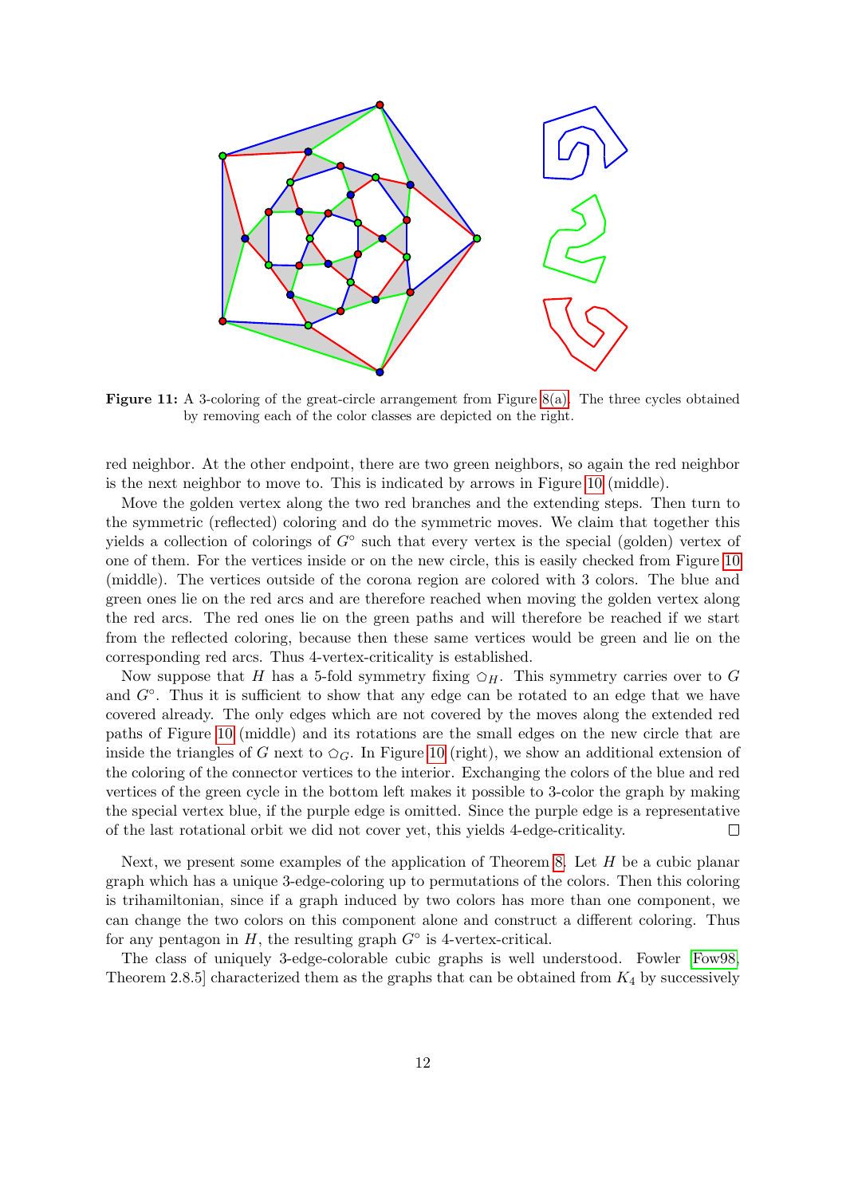**Figure 11:** A 3-coloring of the great-circle arrangement from Figure 8(a). The three cycles obtained by removing each of the color classes are depicted on the right.

red neighbor. At the other endpoint, there are two green neighbors, so again the red neighbor is the next neighbor to move to. This is indicated by arrows in Figure 10 (middle).

Move the golden vertex along the two red branches and the extending steps. Then turn to the symmetric (reflected) coloring and do the symmetric moves. We claim that together this yields a collection of colorings of $G^\circ$ such that every vertex is the special (golden) vertex of one of them. For the vertices inside or on the new circle, this is easily checked from Figure 10 (middle). The vertices outside of the corona region are colored with 3 colors. The blue and green ones lie on the red arcs and are therefore reached when moving the golden vertex along the red arcs. The red ones lie on the green paths and will therefore be reached if we start from the reflected coloring, because then these same vertices would be green and lie on the corresponding red arcs. Thus 4-vertex-criticality is established.

Now suppose that $H$ has a 5-fold symmetry fixing $\pentagon_H$. This symmetry carries over to $G$ and $G^\circ$. Thus it is sufficient to show that any edge can be rotated to an edge that we have covered already. The only edges which are not covered by the moves along the extended red paths of Figure 10 (middle) and its rotations are the small edges on the new circle that are inside the triangles of $G$ next to $\pentagon_G$. In Figure 10 (right), we show an additional extension of the coloring of the connector vertices to the interior. Exchanging the colors of the blue and red vertices of the green cycle in the bottom left makes it possible to 3-color the graph by making the special vertex blue, if the purple edge is omitted. Since the purple edge is a representative of the last rotational orbit we did not cover yet, this yields 4-edge-criticality. $\square$

Next, we present some examples of the application of Theorem 8. Let $H$ be a cubic planar graph which has a unique 3-edge-coloring up to permutations of the colors. Then this coloring is trihamiltonian, since if a graph induced by two colors has more than one component, we can change the two colors on this component alone and construct a different coloring. Thus for any pentagon in $H$, the resulting graph $G^\circ$ is 4-vertex-critical.

The class of uniquely 3-edge-colorable cubic graphs is well understood. Fowler [Fow98, Theorem 2.8.5] characterized them as the graphs that can be obtained from $K_4$ by successively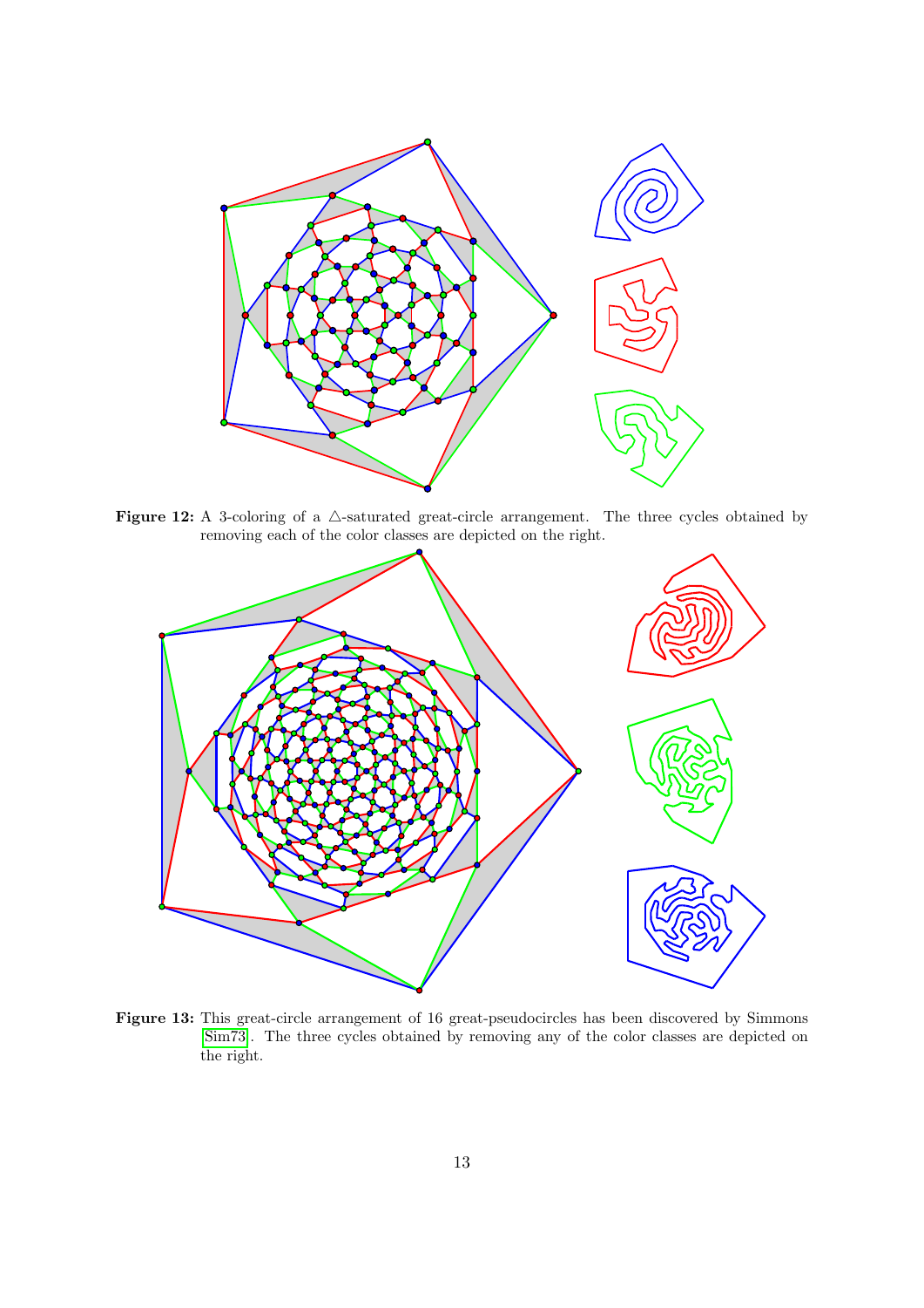**Figure 12:** A 3-coloring of a △-saturated great-circle arrangement. The three cycles obtained by removing each of the color classes are depicted on the right.

**Figure 13:** This great-circle arrangement of 16 great-pseudocircles has been discovered by Simmons [Sim73]. The three cycles obtained by removing any of the color classes are depicted on the right.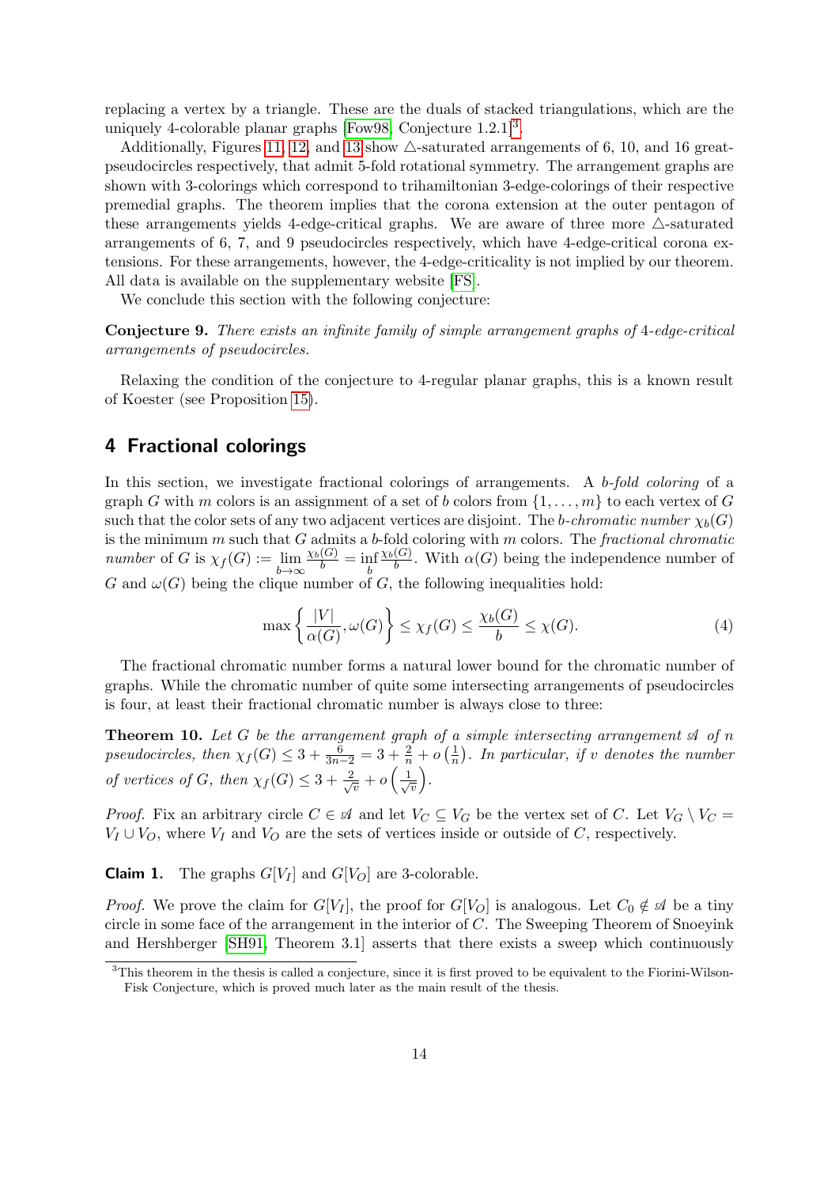replacing a vertex by a triangle. These are the duals of stacked triangulations, which are the uniquely 4-colorable planar graphs [Fow98, Conjecture 1.2.1][3].

Additionally, Figures 11, 12, and 13 show $\triangle$-saturated arrangements of 6, 10, and 16 great-pseudocircles respectively, that admit 5-fold rotational symmetry. The arrangement graphs are shown with 3-colorings which correspond to trihamiltonian 3-edge-colorings of their respective premedial graphs. The theorem implies that the corona extension at the outer pentagon of these arrangements yields 4-edge-critical graphs. We are aware of three more $\triangle$-saturated arrangements of 6, 7, and 9 pseudocircles respectively, which have 4-edge-critical corona extensions. For these arrangements, however, the 4-edge-criticality is not implied by our theorem. All data is available on the supplementary website [FS].

We conclude this section with the following conjecture:

**Conjecture 9.** *There exists an infinite family of simple arrangement graphs of 4-edge-critical arrangements of pseudocircles.*

Relaxing the condition of the conjecture to 4-regular planar graphs, this is a known result of Koester (see Proposition 15).

## 4 Fractional colorings

In this section, we investigate fractional colorings of arrangements. A *b-fold coloring* of a graph $G$ with $m$ colors is an assignment of a set of $b$ colors from $\{1, \ldots, m\}$ to each vertex of $G$ such that the color sets of any two adjacent vertices are disjoint. The *b-chromatic number* $\chi_b(G)$ is the minimum $m$ such that $G$ admits a $b$-fold coloring with $m$ colors. The *fractional chromatic number* of $G$ is $\chi_f(G) := \lim_{b \to \infty} \frac{\chi_b(G)}{b} = \inf_b \frac{\chi_b(G)}{b}$. With $\alpha(G)$ being the independence number of $G$ and $\omega(G)$ being the clique number of $G$, the following inequalities hold:

$$\max\left\{\frac{|V|}{\alpha(G)}, \omega(G)\right\} \leq \chi_f(G) \leq \frac{\chi_b(G)}{b} \leq \chi(G). \tag{4}$$

The fractional chromatic number forms a natural lower bound for the chromatic number of graphs. While the chromatic number of quite some intersecting arrangements of pseudocircles is four, at least their fractional chromatic number is always close to three:

**Theorem 10.** *Let $G$ be the arrangement graph of a simple intersecting arrangement $\mathscr{A}$ of $n$ pseudocircles, then $\chi_f(G) \leq 3 + \frac{6}{3n-2} = 3 + \frac{2}{n} + o\left(\frac{1}{n}\right)$. In particular, if $v$ denotes the number of vertices of $G$, then $\chi_f(G) \leq 3 + \frac{2}{\sqrt{v}} + o\left(\frac{1}{\sqrt{v}}\right)$.*

*Proof.* Fix an arbitrary circle $C \in \mathscr{A}$ and let $V_C \subseteq V_G$ be the vertex set of $C$. Let $V_G \setminus V_C = V_I \cup V_O$, where $V_I$ and $V_O$ are the sets of vertices inside or outside of $C$, respectively.

**Claim 1.** The graphs $G[V_I]$ and $G[V_O]$ are 3-colorable.

*Proof.* We prove the claim for $G[V_I]$, the proof for $G[V_O]$ is analogous. Let $C_0 \notin \mathscr{A}$ be a tiny circle in some face of the arrangement in the interior of $C$. The Sweeping Theorem of Snoeyink and Hershberger [SH91, Theorem 3.1] asserts that there exists a sweep which continuously

[3] This theorem in the thesis is called a conjecture, since it is first proved to be equivalent to the Fiorini-Wilson-Fisk Conjecture, which is proved much later as the main result of the thesis.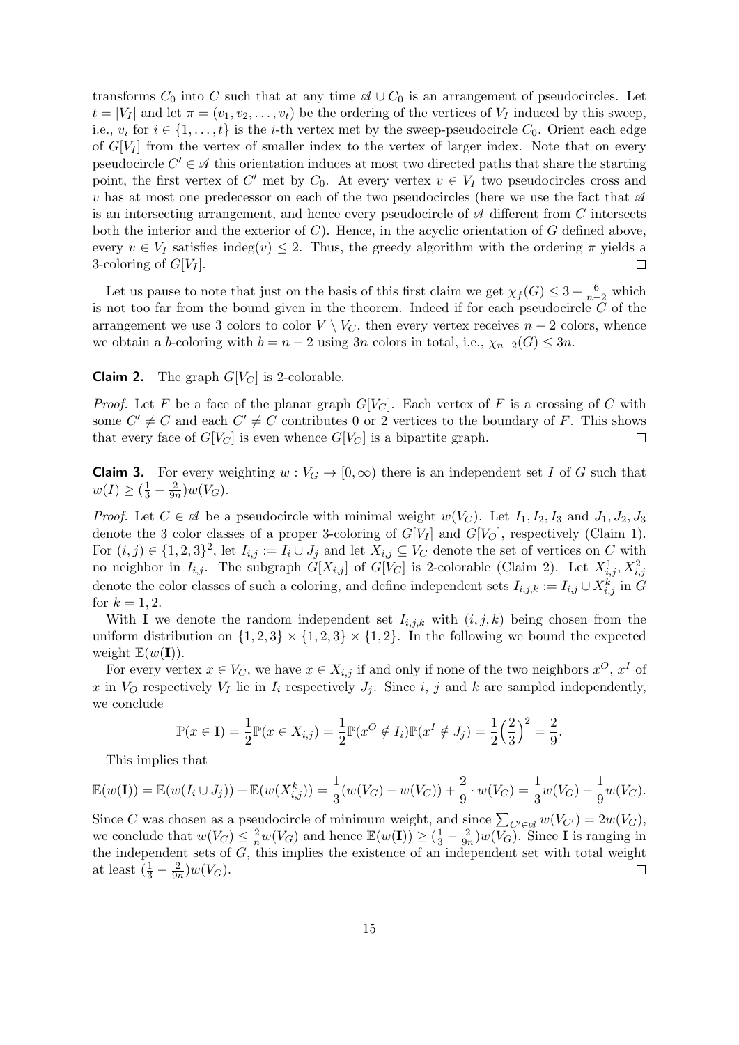transforms $C_0$ into $C$ such that at any time $\mathscr{A} \cup C_0$ is an arrangement of pseudocircles. Let $t = |V_I|$ and let $\pi = (v_1, v_2, \dots, v_t)$ be the ordering of the vertices of $V_I$ induced by this sweep, i.e., $v_i$ for $i \in \{1, \dots, t\}$ is the $i$-th vertex met by the sweep-pseudocircle $C_0$. Orient each edge of $G[V_I]$ from the vertex of smaller index to the vertex of larger index. Note that on every pseudocircle $C' \in \mathscr{A}$ this orientation induces at most two directed paths that share the starting point, the first vertex of $C'$ met by $C_0$. At every vertex $v \in V_I$ two pseudocircles cross and $v$ has at most one predecessor on each of the two pseudocircles (here we use the fact that $\mathscr{A}$ is an intersecting arrangement, and hence every pseudocircle of $\mathscr{A}$ different from $C$ intersects both the interior and the exterior of $C$). Hence, in the acyclic orientation of $G$ defined above, every $v \in V_I$ satisfies $\text{indeg}(v) \leq 2$. Thus, the greedy algorithm with the ordering $\pi$ yields a 3-coloring of $G[V_I]$. $\square$

Let us pause to note that just on the basis of this first claim we get $\chi_f(G) \leq 3 + \frac{6}{n-2}$ which is not too far from the bound given in the theorem. Indeed if for each pseudocircle $C$ of the arrangement we use 3 colors to color $V \setminus V_C$, then every vertex receives $n-2$ colors, whence we obtain a $b$-coloring with $b = n-2$ using $3n$ colors in total, i.e., $\chi_{n-2}(G) \leq 3n$.

**Claim 2.** The graph $G[V_C]$ is 2-colorable.

*Proof.* Let $F$ be a face of the planar graph $G[V_C]$. Each vertex of $F$ is a crossing of $C$ with some $C' \neq C$ and each $C' \neq C$ contributes 0 or 2 vertices to the boundary of $F$. This shows that every face of $G[V_C]$ is even whence $G[V_C]$ is a bipartite graph. $\square$

**Claim 3.** For every weighting $w : V_G \to [0, \infty)$ there is an independent set $I$ of $G$ such that $w(I) \geq (\frac{1}{3} - \frac{2}{9n})w(V_G)$.

*Proof.* Let $C \in \mathscr{A}$ be a pseudocircle with minimal weight $w(V_C)$. Let $I_1, I_2, I_3$ and $J_1, J_2, J_3$ denote the 3 color classes of a proper 3-coloring of $G[V_I]$ and $G[V_O]$, respectively (Claim 1). For $(i,j) \in \{1,2,3\}^2$, let $I_{i,j} := I_i \cup J_j$ and let $X_{i,j} \subseteq V_C$ denote the set of vertices on $C$ with no neighbor in $I_{i,j}$. The subgraph $G[X_{i,j}]$ of $G[V_C]$ is 2-colorable (Claim 2). Let $X_{i,j}^1, X_{i,j}^2$ denote the color classes of such a coloring, and define independent sets $I_{i,j,k} := I_{i,j} \cup X_{i,j}^k$ in $G$ for $k = 1, 2$.

With $\mathbf{I}$ we denote the random independent set $I_{i,j,k}$ with $(i,j,k)$ being chosen from the uniform distribution on $\{1,2,3\} \times \{1,2,3\} \times \{1,2\}$. In the following we bound the expected weight $\mathbb{E}(w(\mathbf{I}))$.

For every vertex $x \in V_C$, we have $x \in X_{i,j}$ if and only if none of the two neighbors $x^O$, $x^I$ of $x$ in $V_O$ respectively $V_I$ lie in $I_i$ respectively $J_j$. Since $i$, $j$ and $k$ are sampled independently, we conclude

$$\mathbb{P}(x \in \mathbf{I}) = \frac{1}{2}\mathbb{P}(x \in X_{i,j}) = \frac{1}{2}\mathbb{P}(x^O \notin I_i)\mathbb{P}(x^I \notin J_j) = \frac{1}{2}\Big(\frac{2}{3}\Big)^2 = \frac{2}{9}.$$

This implies that

$$\mathbb{E}(w(\mathbf{I})) = \mathbb{E}(w(I_i \cup J_j)) + \mathbb{E}(w(X_{i,j}^k)) = \frac{1}{3}(w(V_G) - w(V_C)) + \frac{2}{9} \cdot w(V_C) = \frac{1}{3}w(V_G) - \frac{1}{9}w(V_C).$$

Since $C$ was chosen as a pseudocircle of minimum weight, and since $\sum_{C' \in \mathscr{A}} w(V_{C'}) = 2w(V_G)$, we conclude that $w(V_C) \leq \frac{2}{n}w(V_G)$ and hence $\mathbb{E}(w(\mathbf{I})) \geq (\frac{1}{3} - \frac{2}{9n})w(V_G)$. Since $\mathbf{I}$ is ranging in the independent sets of $G$, this implies the existence of an independent set with total weight at least $(\frac{1}{3} - \frac{2}{9n})w(V_G)$. $\square$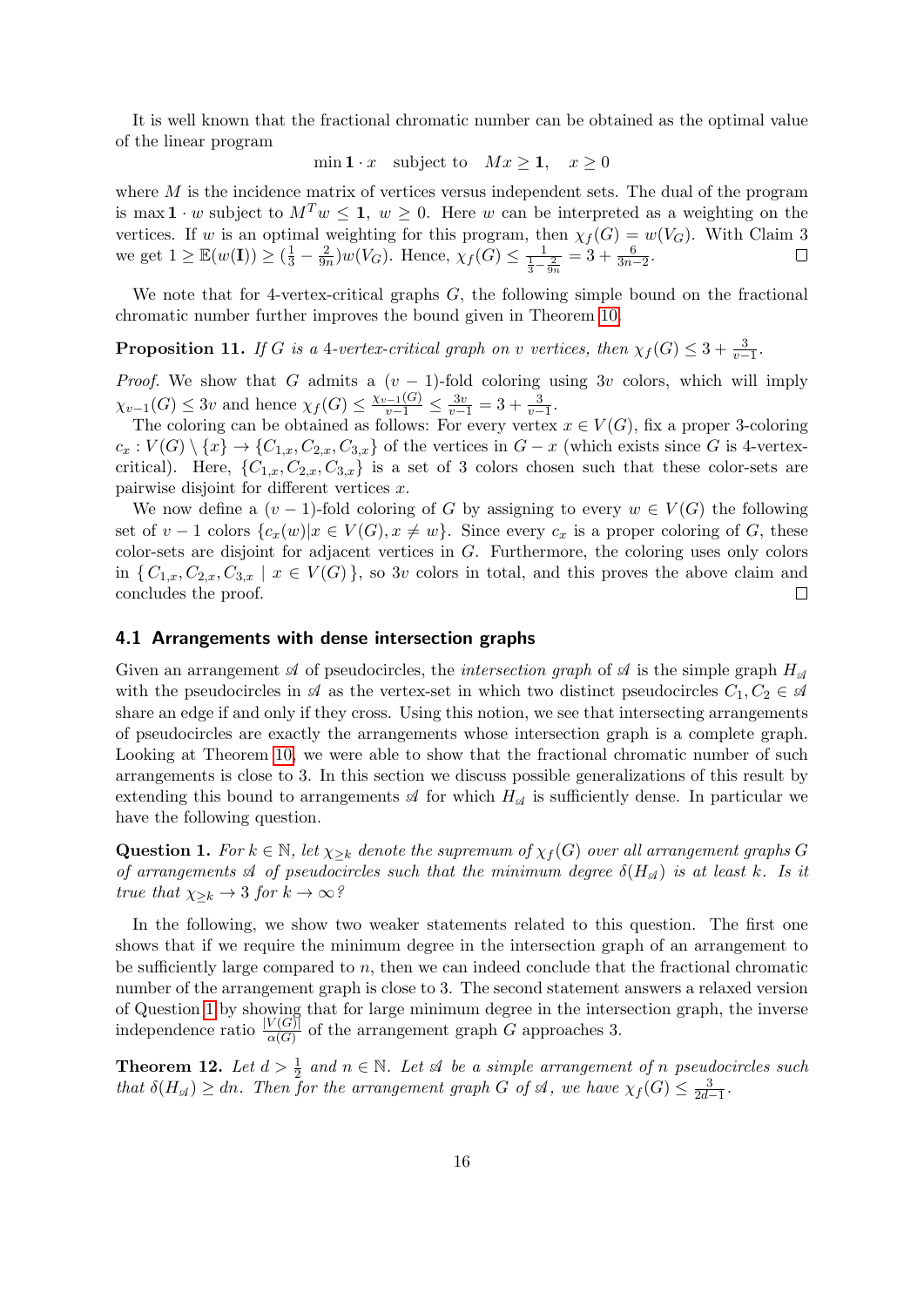It is well known that the fractional chromatic number can be obtained as the optimal value of the linear program

$$\min \mathbf{1} \cdot x \quad \text{subject to} \quad Mx \geq \mathbf{1}, \quad x \geq 0$$

where $M$ is the incidence matrix of vertices versus independent sets. The dual of the program is $\max \mathbf{1} \cdot w$ subject to $M^T w \leq \mathbf{1}$, $w \geq 0$. Here $w$ can be interpreted as a weighting on the vertices. If $w$ is an optimal weighting for this program, then $\chi_f(G) = w(V_G)$. With Claim 3 we get $1 \geq \mathbb{E}(w(\mathbf{I})) \geq (\frac{1}{3} - \frac{2}{9n})w(V_G)$. Hence, $\chi_f(G) \leq \frac{1}{\frac{1}{3} - \frac{2}{9n}} = 3 + \frac{6}{3n-2}$. □

We note that for 4-vertex-critical graphs $G$, the following simple bound on the fractional chromatic number further improves the bound given in Theorem 10.

**Proposition 11.** *If $G$ is a 4-vertex-critical graph on $v$ vertices, then $\chi_f(G) \leq 3 + \frac{3}{v-1}$.*

*Proof.* We show that $G$ admits a $(v-1)$-fold coloring using $3v$ colors, which will imply $\chi_{v-1}(G) \leq 3v$ and hence $\chi_f(G) \leq \frac{\chi_{v-1}(G)}{v-1} \leq \frac{3v}{v-1} = 3 + \frac{3}{v-1}$.

The coloring can be obtained as follows: For every vertex $x \in V(G)$, fix a proper 3-coloring $c_x : V(G) \setminus \{x\} \to \{C_{1,x}, C_{2,x}, C_{3,x}\}$ of the vertices in $G - x$ (which exists since $G$ is 4-vertex-critical). Here, $\{C_{1,x}, C_{2,x}, C_{3,x}\}$ is a set of 3 colors chosen such that these color-sets are pairwise disjoint for different vertices $x$.

We now define a $(v-1)$-fold coloring of $G$ by assigning to every $w \in V(G)$ the following set of $v-1$ colors $\{c_x(w) | x \in V(G), x \neq w\}$. Since every $c_x$ is a proper coloring of $G$, these color-sets are disjoint for adjacent vertices in $G$. Furthermore, the coloring uses only colors in $\{\, C_{1,x}, C_{2,x}, C_{3,x} \mid x \in V(G) \,\}$, so $3v$ colors in total, and this proves the above claim and concludes the proof. □

### 4.1 Arrangements with dense intersection graphs

Given an arrangement $\mathscr{A}$ of pseudocircles, the *intersection graph* of $\mathscr{A}$ is the simple graph $H_{\mathscr{A}}$ with the pseudocircles in $\mathscr{A}$ as the vertex-set in which two distinct pseudocircles $C_1, C_2 \in \mathscr{A}$ share an edge if and only if they cross. Using this notion, we see that intersecting arrangements of pseudocircles are exactly the arrangements whose intersection graph is a complete graph. Looking at Theorem 10, we were able to show that the fractional chromatic number of such arrangements is close to 3. In this section we discuss possible generalizations of this result by extending this bound to arrangements $\mathscr{A}$ for which $H_{\mathscr{A}}$ is sufficiently dense. In particular we have the following question.

**Question 1.** *For $k \in \mathbb{N}$, let $\chi_{\geq k}$ denote the supremum of $\chi_f(G)$ over all arrangement graphs $G$ of arrangements $\mathscr{A}$ of pseudocircles such that the minimum degree $\delta(H_{\mathscr{A}})$ is at least $k$. Is it true that $\chi_{\geq k} \to 3$ for $k \to \infty$?*

In the following, we show two weaker statements related to this question. The first one shows that if we require the minimum degree in the intersection graph of an arrangement to be sufficiently large compared to $n$, then we can indeed conclude that the fractional chromatic number of the arrangement graph is close to 3. The second statement answers a relaxed version of Question 1 by showing that for large minimum degree in the intersection graph, the inverse independence ratio $\frac{|V(G)|}{\alpha(G)}$ of the arrangement graph $G$ approaches 3.

**Theorem 12.** *Let $d > \frac{1}{2}$ and $n \in \mathbb{N}$. Let $\mathscr{A}$ be a simple arrangement of $n$ pseudocircles such that $\delta(H_{\mathscr{A}}) \geq dn$. Then for the arrangement graph $G$ of $\mathscr{A}$, we have $\chi_f(G) \leq \frac{3}{2d-1}$.*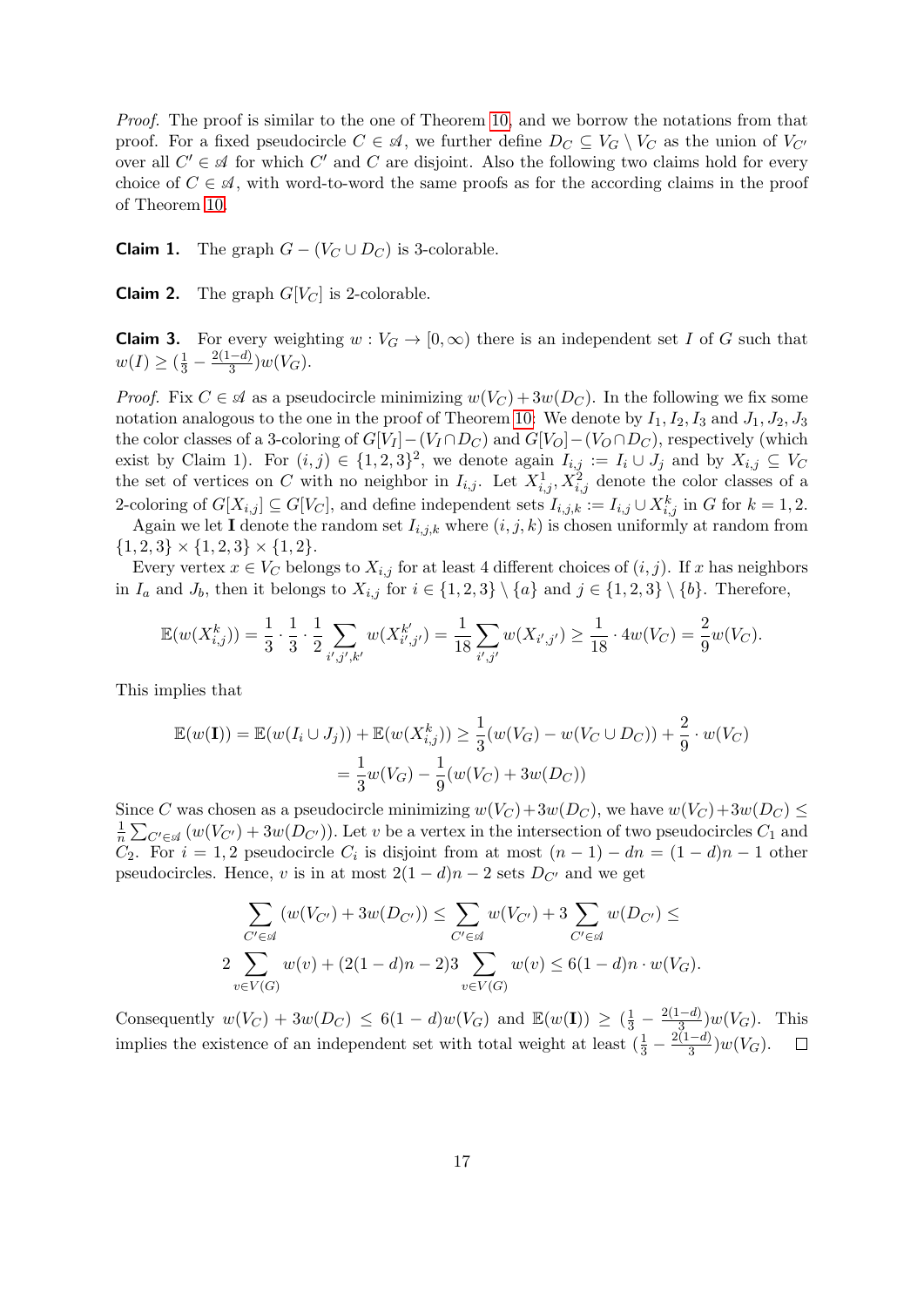*Proof.* The proof is similar to the one of Theorem 10, and we borrow the notations from that proof. For a fixed pseudocircle $C \in \mathscr{A}$, we further define $D_C \subseteq V_G \setminus V_C$ as the union of $V_{C'}$ over all $C' \in \mathscr{A}$ for which $C'$ and $C$ are disjoint. Also the following two claims hold for every choice of $C \in \mathscr{A}$, with word-to-word the same proofs as for the according claims in the proof of Theorem 10.

**Claim 1.** The graph $G - (V_C \cup D_C)$ is 3-colorable.

**Claim 2.** The graph $G[V_C]$ is 2-colorable.

**Claim 3.** For every weighting $w : V_G \to [0, \infty)$ there is an independent set $I$ of $G$ such that $w(I) \geq (\frac{1}{3} - \frac{2(1-d)}{3})w(V_G)$.

*Proof.* Fix $C \in \mathscr{A}$ as a pseudocircle minimizing $w(V_C) + 3w(D_C)$. In the following we fix some notation analogous to the one in the proof of Theorem 10: We denote by $I_1, I_2, I_3$ and $J_1, J_2, J_3$ the color classes of a 3-coloring of $G[V_I] - (V_I \cap D_C)$ and $G[V_O] - (V_O \cap D_C)$, respectively (which exist by Claim 1). For $(i, j) \in \{1, 2, 3\}^2$, we denote again $I_{i,j} := I_i \cup J_j$ and by $X_{i,j} \subseteq V_C$ the set of vertices on $C$ with no neighbor in $I_{i,j}$. Let $X^1_{i,j}, X^2_{i,j}$ denote the color classes of a 2-coloring of $G[X_{i,j}] \subseteq G[V_C]$, and define independent sets $I_{i,j,k} := I_{i,j} \cup X^k_{i,j}$ in $G$ for $k = 1, 2$.

Again we let $\mathbf{I}$ denote the random set $I_{i,j,k}$ where $(i, j, k)$ is chosen uniformly at random from $\{1, 2, 3\} \times \{1, 2, 3\} \times \{1, 2\}$.

Every vertex $x \in V_C$ belongs to $X_{i,j}$ for at least 4 different choices of $(i, j)$. If $x$ has neighbors in $I_a$ and $J_b$, then it belongs to $X_{i,j}$ for $i \in \{1, 2, 3\} \setminus \{a\}$ and $j \in \{1, 2, 3\} \setminus \{b\}$. Therefore,

$$\mathbb{E}(w(X^k_{i,j})) = \frac{1}{3} \cdot \frac{1}{3} \cdot \frac{1}{2} \sum_{i',j',k'} w(X^{k'}_{i',j'}) = \frac{1}{18} \sum_{i',j'} w(X_{i',j'}) \geq \frac{1}{18} \cdot 4w(V_C) = \frac{2}{9} w(V_C).$$

This implies that

$$\begin{aligned}\mathbb{E}(w(\mathbf{I})) = \mathbb{E}(w(I_i \cup J_j)) + \mathbb{E}(w(X^k_{i,j})) &\geq \frac{1}{3}(w(V_G) - w(V_C \cup D_C)) + \frac{2}{9} \cdot w(V_C) \\ &= \frac{1}{3} w(V_G) - \frac{1}{9}(w(V_C) + 3w(D_C))\end{aligned}$$

Since $C$ was chosen as a pseudocircle minimizing $w(V_C) + 3w(D_C)$, we have $w(V_C) + 3w(D_C) \leq \frac{1}{n} \sum_{C' \in \mathscr{A}} (w(V_{C'}) + 3w(D_{C'}))$. Let $v$ be a vertex in the intersection of two pseudocircles $C_1$ and $C_2$. For $i = 1, 2$ pseudocircle $C_i$ is disjoint from at most $(n-1) - dn = (1-d)n - 1$ other pseudocircles. Hence, $v$ is in at most $2(1-d)n - 2$ sets $D_{C'}$ and we get

$$\begin{aligned}\sum_{C' \in \mathscr{A}} (w(V_{C'}) + 3w(D_{C'})) \leq \sum_{C' \in \mathscr{A}} w(V_{C'}) + 3 \sum_{C' \in \mathscr{A}} w(D_{C'}) \leq \\ 2 \sum_{v \in V(G)} w(v) + (2(1-d)n - 2)3 \sum_{v \in V(G)} w(v) \leq 6(1-d)n \cdot w(V_G).\end{aligned}$$

Consequently $w(V_C) + 3w(D_C) \leq 6(1-d)w(V_G)$ and $\mathbb{E}(w(\mathbf{I})) \geq (\frac{1}{3} - \frac{2(1-d)}{3})w(V_G)$. This implies the existence of an independent set with total weight at least $(\frac{1}{3} - \frac{2(1-d)}{3})w(V_G)$. $\square$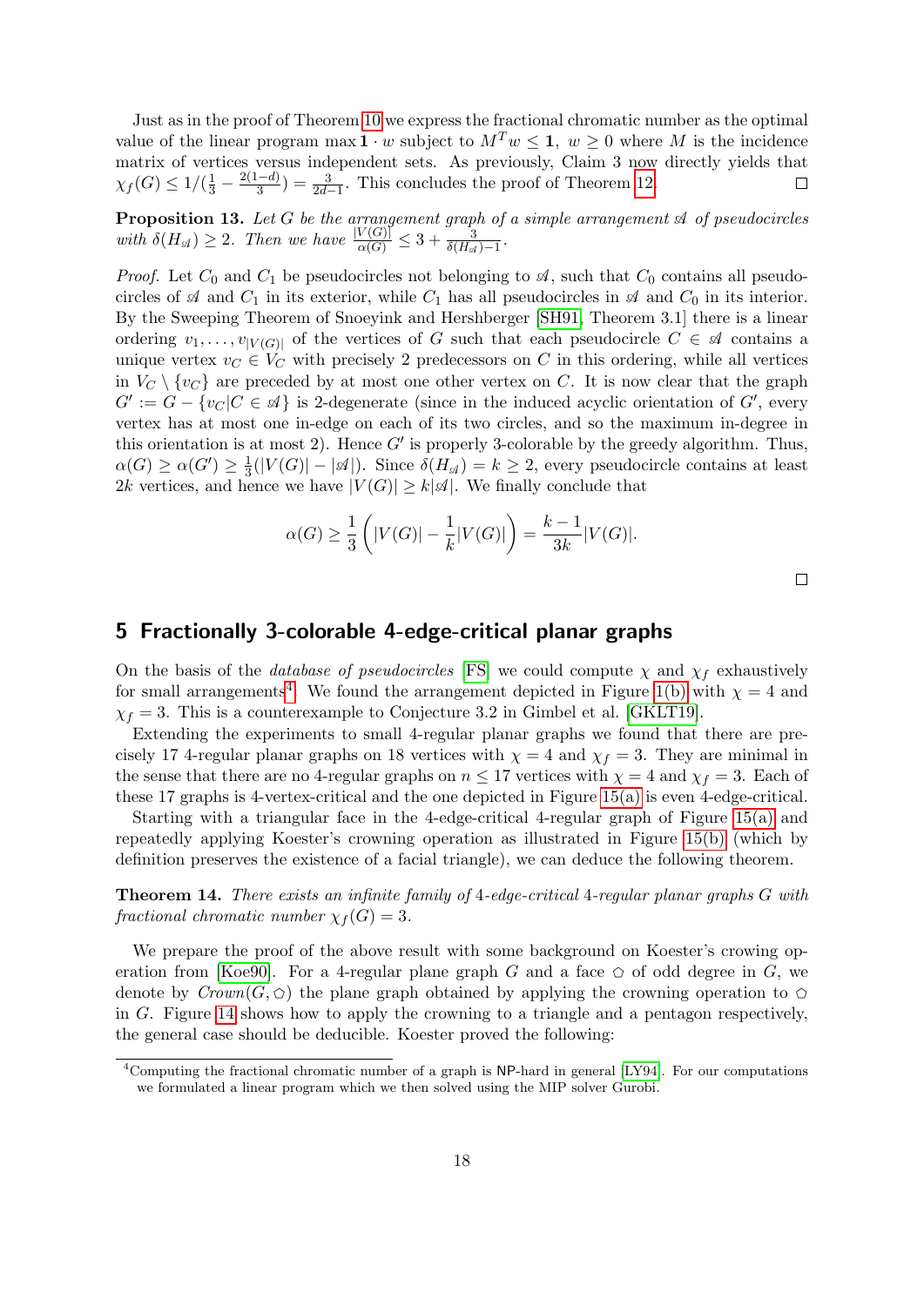Just as in the proof of Theorem 10 we express the fractional chromatic number as the optimal value of the linear program $\max \mathbf{1} \cdot w$ subject to $M^T w \leq \mathbf{1},\ w \geq 0$ where $M$ is the incidence matrix of vertices versus independent sets. As previously, Claim 3 now directly yields that $\chi_f(G) \leq 1/(\frac{1}{3} - \frac{2(1-d)}{3}) = \frac{3}{2d-1}$. This concludes the proof of Theorem 12. $\square$

**Proposition 13.** *Let $G$ be the arrangement graph of a simple arrangement $\mathscr{A}$ of pseudocircles with $\delta(H_{\mathscr{A}}) \geq 2$. Then we have $\frac{|V(G)|}{\alpha(G)} \leq 3 + \frac{3}{\delta(H_{\mathscr{A}})-1}$.*

*Proof.* Let $C_0$ and $C_1$ be pseudocircles not belonging to $\mathscr{A}$, such that $C_0$ contains all pseudocircles of $\mathscr{A}$ and $C_1$ in its exterior, while $C_1$ has all pseudocircles in $\mathscr{A}$ and $C_0$ in its interior. By the Sweeping Theorem of Snoeyink and Hershberger [SH91, Theorem 3.1] there is a linear ordering $v_1, \ldots, v_{|V(G)|}$ of the vertices of $G$ such that each pseudocircle $C \in \mathscr{A}$ contains a unique vertex $v_C \in V_C$ with precisely 2 predecessors on $C$ in this ordering, while all vertices in $V_C \setminus \{v_C\}$ are preceded by at most one other vertex on $C$. It is now clear that the graph $G' := G - \{v_C | C \in \mathscr{A}\}$ is 2-degenerate (since in the induced acyclic orientation of $G'$, every vertex has at most one in-edge on each of its two circles, and so the maximum in-degree in this orientation is at most 2). Hence $G'$ is properly 3-colorable by the greedy algorithm. Thus, $\alpha(G) \geq \alpha(G') \geq \frac{1}{3}(|V(G)| - |\mathscr{A}|)$. Since $\delta(H_{\mathscr{A}}) = k \geq 2$, every pseudocircle contains at least $2k$ vertices, and hence we have $|V(G)| \geq k|\mathscr{A}|$. We finally conclude that

$$\alpha(G) \geq \frac{1}{3}\left(|V(G)| - \frac{1}{k}|V(G)|\right) = \frac{k-1}{3k}|V(G)|.$$

$\square$

## 5 Fractionally 3-colorable 4-edge-critical planar graphs

On the basis of the *database of pseudocircles* [FS] we could compute $\chi$ and $\chi_f$ exhaustively for small arrangements[4]. We found the arrangement depicted in Figure 1(b) with $\chi = 4$ and $\chi_f = 3$. This is a counterexample to Conjecture 3.2 in Gimbel et al. [GKLT19].

Extending the experiments to small 4-regular planar graphs we found that there are precisely 17 4-regular planar graphs on 18 vertices with $\chi = 4$ and $\chi_f = 3$. They are minimal in the sense that there are no 4-regular graphs on $n \leq 17$ vertices with $\chi = 4$ and $\chi_f = 3$. Each of these 17 graphs is 4-vertex-critical and the one depicted in Figure 15(a) is even 4-edge-critical.

Starting with a triangular face in the 4-edge-critical 4-regular graph of Figure 15(a) and repeatedly applying Koester's crowning operation as illustrated in Figure 15(b) (which by definition preserves the existence of a facial triangle), we can deduce the following theorem.

**Theorem 14.** *There exists an infinite family of 4-edge-critical 4-regular planar graphs $G$ with fractional chromatic number $\chi_f(G) = 3$.*

We prepare the proof of the above result with some background on Koester's crowing operation from [Koe90]. For a 4-regular plane graph $G$ and a face $\pentagon$ of odd degree in $G$, we denote by *Crown*$(G, \pentagon)$ the plane graph obtained by applying the crowning operation to $\pentagon$ in $G$. Figure 14 shows how to apply the crowning to a triangle and a pentagon respectively, the general case should be deducible. Koester proved the following:

[4] Computing the fractional chromatic number of a graph is NP-hard in general [LY94]. For our computations we formulated a linear program which we then solved using the MIP solver Gurobi.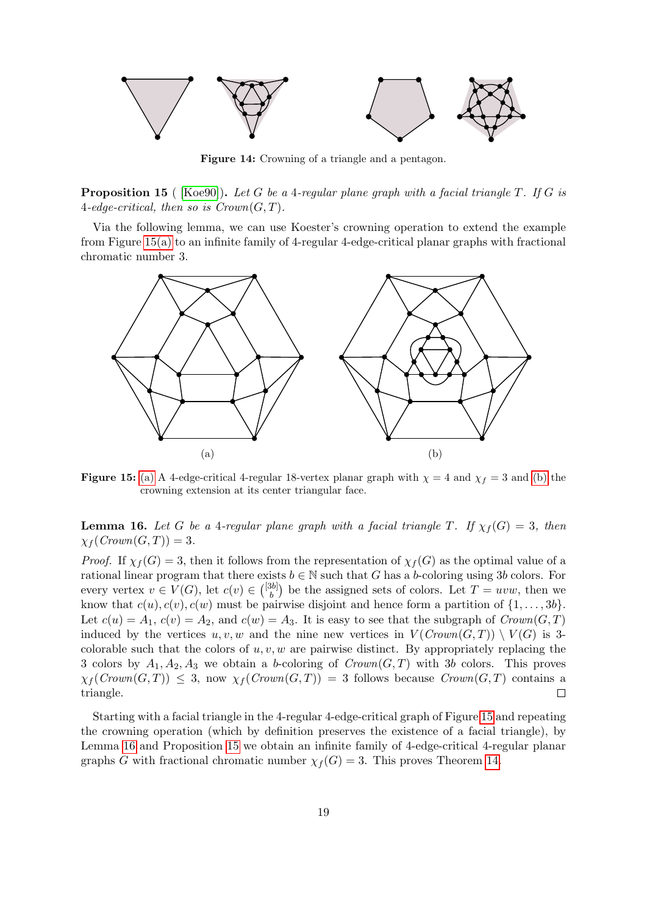**Figure 14:** Crowning of a triangle and a pentagon.

**Proposition 15** ( [Koe90]). *Let $G$ be a 4-regular plane graph with a facial triangle $T$. If $G$ is 4-edge-critical, then so is Crown$(G, T)$.*

Via the following lemma, we can use Koester's crowning operation to extend the example from Figure 15(a) to an infinite family of 4-regular 4-edge-critical planar graphs with fractional chromatic number 3.

(a) (b)

**Figure 15:** (a) A 4-edge-critical 4-regular 18-vertex planar graph with $\chi = 4$ and $\chi_f = 3$ and (b) the crowning extension at its center triangular face.

**Lemma 16.** *Let $G$ be a 4-regular plane graph with a facial triangle $T$. If $\chi_f(G) = 3$, then $\chi_f(Crown(G, T)) = 3$.*

*Proof.* If $\chi_f(G) = 3$, then it follows from the representation of $\chi_f(G)$ as the optimal value of a rational linear program that there exists $b \in \mathbb{N}$ such that $G$ has a $b$-coloring using $3b$ colors. For every vertex $v \in V(G)$, let $c(v) \in \binom{[3b]}{b}$ be the assigned sets of colors. Let $T = uvw$, then we know that $c(u), c(v), c(w)$ must be pairwise disjoint and hence form a partition of $\{1, \ldots, 3b\}$. Let $c(u) = A_1$, $c(v) = A_2$, and $c(w) = A_3$. It is easy to see that the subgraph of $Crown(G, T)$ induced by the vertices $u, v, w$ and the nine new vertices in $V(Crown(G, T)) \setminus V(G)$ is 3-colorable such that the colors of $u, v, w$ are pairwise distinct. By appropriately replacing the 3 colors by $A_1, A_2, A_3$ we obtain a $b$-coloring of $Crown(G, T)$ with $3b$ colors. This proves $\chi_f(Crown(G, T)) \leq 3$, now $\chi_f(Crown(G, T)) = 3$ follows because $Crown(G, T)$ contains a triangle. $\square$

Starting with a facial triangle in the 4-regular 4-edge-critical graph of Figure 15 and repeating the crowning operation (which by definition preserves the existence of a facial triangle), by Lemma 16 and Proposition 15 we obtain an infinite family of 4-edge-critical 4-regular planar graphs $G$ with fractional chromatic number $\chi_f(G) = 3$. This proves Theorem 14.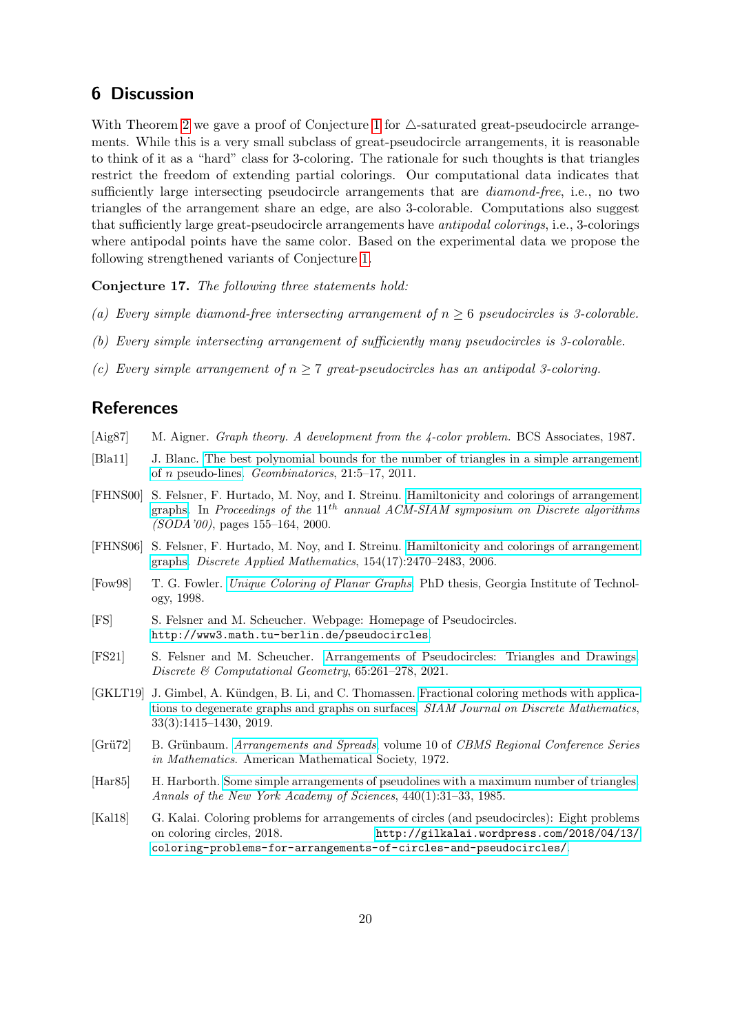## 6 Discussion

With Theorem 2 we gave a proof of Conjecture 1 for $\triangle$-saturated great-pseudocircle arrangements. While this is a very small subclass of great-pseudocircle arrangements, it is reasonable to think of it as a "hard" class for 3-coloring. The rationale for such thoughts is that triangles restrict the freedom of extending partial colorings. Our computational data indicates that sufficiently large intersecting pseudocircle arrangements that are *diamond-free*, i.e., no two triangles of the arrangement share an edge, are also 3-colorable. Computations also suggest that sufficiently large great-pseudocircle arrangements have *antipodal colorings*, i.e., 3-colorings where antipodal points have the same color. Based on the experimental data we propose the following strengthened variants of Conjecture 1.

**Conjecture 17.** *The following three statements hold:*

*(a) Every simple diamond-free intersecting arrangement of $n \geq 6$ pseudocircles is 3-colorable.*

*(b) Every simple intersecting arrangement of sufficiently many pseudocircles is 3-colorable.*

*(c) Every simple arrangement of $n \geq 7$ great-pseudocircles has an antipodal 3-coloring.*

## References

[Aig87] M. Aigner. *Graph theory. A development from the 4-color problem.* BCS Associates, 1987.

[Bla11] J. Blanc. The best polynomial bounds for the number of triangles in a simple arrangement of $n$ pseudo-lines. *Geombinatorics*, 21:5–17, 2011.

[FHNS00] S. Felsner, F. Hurtado, M. Noy, and I. Streinu. Hamiltonicity and colorings of arrangement graphs. In *Proceedings of the 11$^{th}$ annual ACM-SIAM symposium on Discrete algorithms (SODA'00)*, pages 155–164, 2000.

[FHNS06] S. Felsner, F. Hurtado, M. Noy, and I. Streinu. Hamiltonicity and colorings of arrangement graphs. *Discrete Applied Mathematics*, 154(17):2470–2483, 2006.

[Fow98] T. G. Fowler. *Unique Coloring of Planar Graphs*. PhD thesis, Georgia Institute of Technology, 1998.

[FS] S. Felsner and M. Scheucher. Webpage: Homepage of Pseudocircles. `http://www3.math.tu-berlin.de/pseudocircles`.

[FS21] S. Felsner and M. Scheucher. Arrangements of Pseudocircles: Triangles and Drawings. *Discrete & Computational Geometry*, 65:261–278, 2021.

[GKLT19] J. Gimbel, A. Kündgen, B. Li, and C. Thomassen. Fractional coloring methods with applications to degenerate graphs and graphs on surfaces. *SIAM Journal on Discrete Mathematics*, 33(3):1415–1430, 2019.

[Grü72] B. Grünbaum. *Arrangements and Spreads*, volume 10 of *CBMS Regional Conference Series in Mathematics*. American Mathematical Society, 1972.

[Har85] H. Harborth. Some simple arrangements of pseudolines with a maximum number of triangles. *Annals of the New York Academy of Sciences*, 440(1):31–33, 1985.

[Kal18] G. Kalai. Coloring problems for arrangements of circles (and pseudocircles): Eight problems on coloring circles, 2018. `http://gilkalai.wordpress.com/2018/04/13/coloring-problems-for-arrangements-of-circles-and-pseudocircles/`.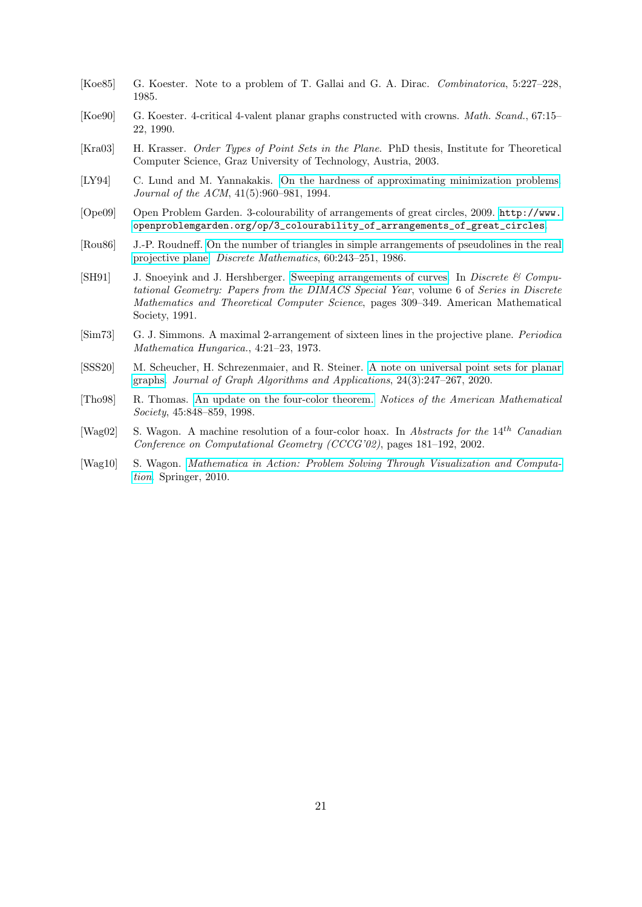[Koe85] G. Koester. Note to a problem of T. Gallai and G. A. Dirac. *Combinatorica*, 5:227–228, 1985.

[Koe90] G. Koester. 4-critical 4-valent planar graphs constructed with crowns. *Math. Scand.*, 67:15–22, 1990.

[Kra03] H. Krasser. *Order Types of Point Sets in the Plane*. PhD thesis, Institute for Theoretical Computer Science, Graz University of Technology, Austria, 2003.

[LY94] C. Lund and M. Yannakakis. On the hardness of approximating minimization problems. *Journal of the ACM*, 41(5):960–981, 1994.

[Ope09] Open Problem Garden. 3-colourability of arrangements of great circles, 2009. `http://www.openproblemgarden.org/op/3_colourability_of_arrangements_of_great_circles`

[Rou86] J.-P. Roudneff. On the number of triangles in simple arrangements of pseudolines in the real projective plane. *Discrete Mathematics*, 60:243–251, 1986.

[SH91] J. Snoeyink and J. Hershberger. Sweeping arrangements of curves. In *Discrete & Computational Geometry: Papers from the DIMACS Special Year*, volume 6 of *Series in Discrete Mathematics and Theoretical Computer Science*, pages 309–349. American Mathematical Society, 1991.

[Sim73] G. J. Simmons. A maximal 2-arrangement of sixteen lines in the projective plane. *Periodica Mathematica Hungarica.*, 4:21–23, 1973.

[SSS20] M. Scheucher, H. Schrezenmaier, and R. Steiner. A note on universal point sets for planar graphs. *Journal of Graph Algorithms and Applications*, 24(3):247–267, 2020.

[Tho98] R. Thomas. An update on the four-color theorem. *Notices of the American Mathematical Society*, 45:848–859, 1998.

[Wag02] S. Wagon. A machine resolution of a four-color hoax. In *Abstracts for the* $14^{th}$ *Canadian Conference on Computational Geometry (CCCG'02)*, pages 181–192, 2002.

[Wag10] S. Wagon. *Mathematica in Action: Problem Solving Through Visualization and Computation*. Springer, 2010.